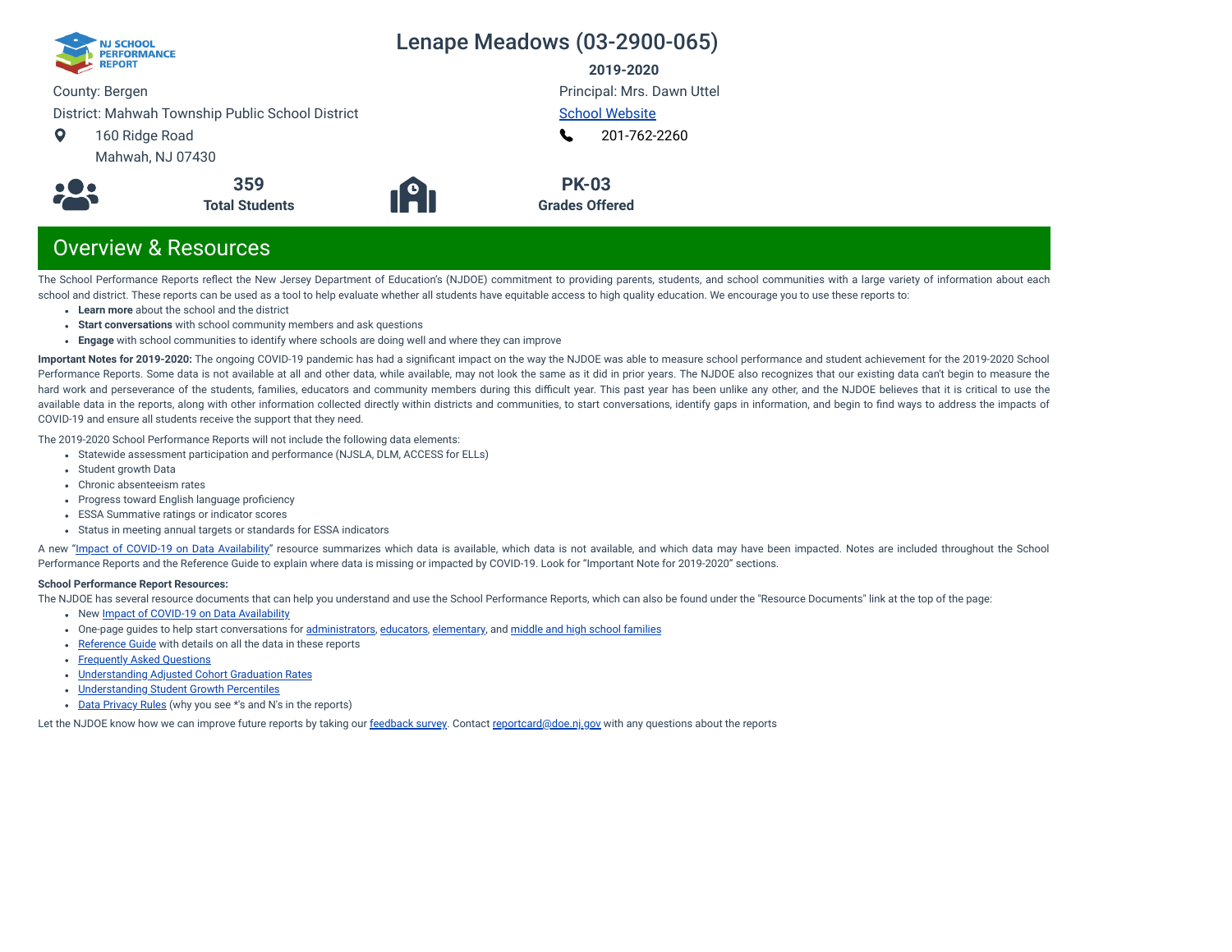NJ SCHOOL PERFORMANCE REPORT

# Lenape Meadows (03-2900-065)

**2019-2020**

County: Bergen

District: Mahwah Township Public School District

160 Ridge Road
Mahwah, NJ 07430

Principal: Mrs. Dawn Uttel

School Website

201-762-2260

**359**
**Total Students**

**PK-03**
**Grades Offered**

## Overview & Resources

The School Performance Reports reflect the New Jersey Department of Education's (NJDOE) commitment to providing parents, students, and school communities with a large variety of information about each school and district. These reports can be used as a tool to help evaluate whether all students have equitable access to high quality education. We encourage you to use these reports to:

- **Learn more** about the school and the district
- **Start conversations** with school community members and ask questions
- **Engage** with school communities to identify where schools are doing well and where they can improve

**Important Notes for 2019-2020:** The ongoing COVID-19 pandemic has had a significant impact on the way the NJDOE was able to measure school performance and student achievement for the 2019-2020 School Performance Reports. Some data is not available at all and other data, while available, may not look the same as it did in prior years. The NJDOE also recognizes that our existing data can't begin to measure the hard work and perseverance of the students, families, educators and community members during this difficult year. This past year has been unlike any other, and the NJDOE believes that it is critical to use the available data in the reports, along with other information collected directly within districts and communities, to start conversations, identify gaps in information, and begin to find ways to address the impacts of COVID-19 and ensure all students receive the support that they need.

The 2019-2020 School Performance Reports will not include the following data elements:

- Statewide assessment participation and performance (NJSLA, DLM, ACCESS for ELLs)
- Student growth Data
- Chronic absenteeism rates
- Progress toward English language proficiency
- ESSA Summative ratings or indicator scores
- Status in meeting annual targets or standards for ESSA indicators

A new "Impact of COVID-19 on Data Availability" resource summarizes which data is available, which data is not available, and which data may have been impacted. Notes are included throughout the School Performance Reports and the Reference Guide to explain where data is missing or impacted by COVID-19. Look for "Important Note for 2019-2020" sections.

**School Performance Report Resources:**

The NJDOE has several resource documents that can help you understand and use the School Performance Reports, which can also be found under the "Resource Documents" link at the top of the page:

- New Impact of COVID-19 on Data Availability
- One-page guides to help start conversations for administrators, educators, elementary, and middle and high school families
- Reference Guide with details on all the data in these reports
- Frequently Asked Questions
- Understanding Adjusted Cohort Graduation Rates
- Understanding Student Growth Percentiles
- Data Privacy Rules (why you see *'s and N's in the reports)

Let the NJDOE know how we can improve future reports by taking our feedback survey. Contact reportcard@doe.nj.gov with any questions about the reports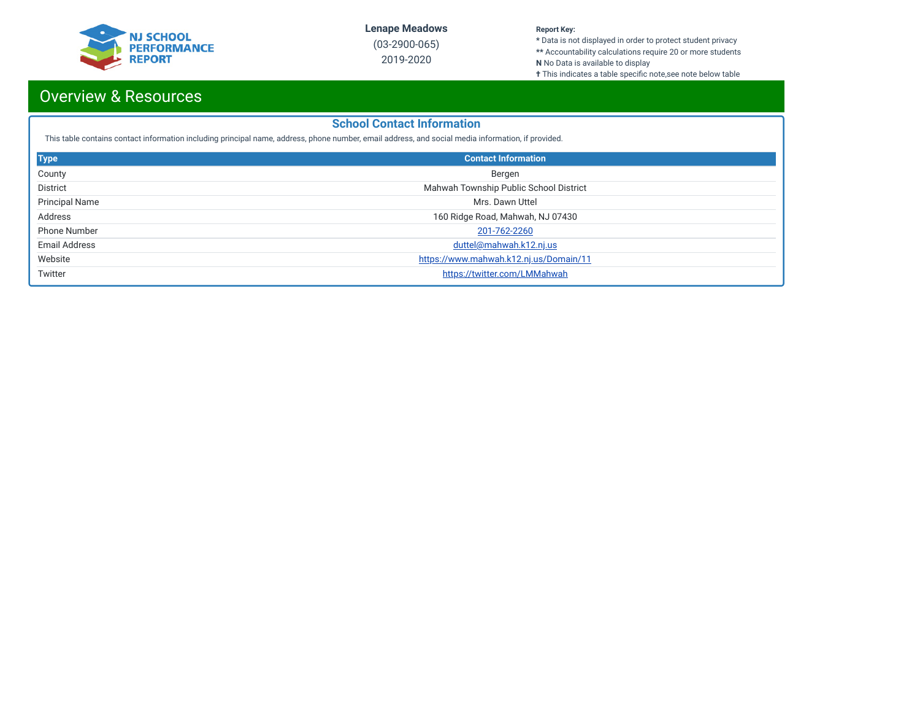# Overview & Resources

## School Contact Information

This table contains contact information including principal name, address, phone number, email address, and social media information, if provided.

| Type | Contact Information |
| --- | --- |
| County | Bergen |
| District | Mahwah Township Public School District |
| Principal Name | Mrs. Dawn Uttel |
| Address | 160 Ridge Road, Mahwah, NJ 07430 |
| Phone Number | 201-762-2260 |
| Email Address | duttel@mahwah.k12.nj.us |
| Website | https://www.mahwah.k12.nj.us/Domain/11 |
| Twitter | https://twitter.com/LMMahwah |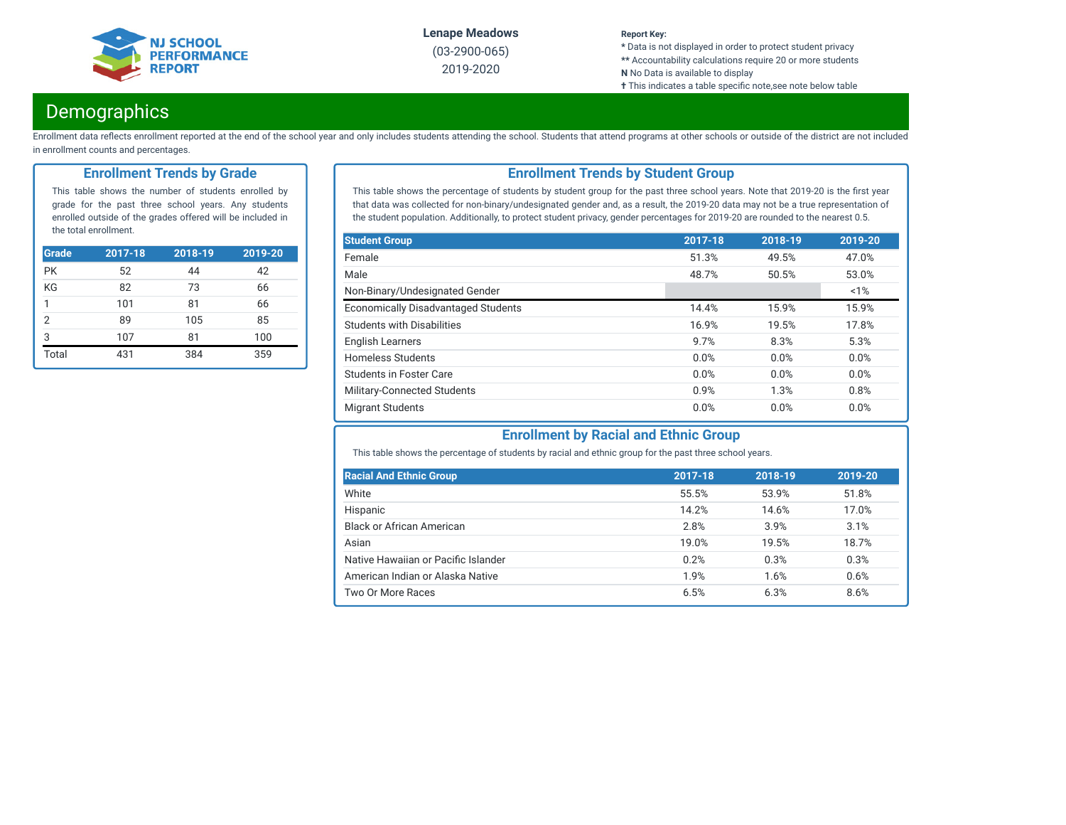Lenape Meadows
(03-2900-065)
2019-2020

**Report Key:**
* Data is not displayed in order to protect student privacy
** Accountability calculations require 20 or more students
**N** No Data is available to display
✝ This indicates a table specific note,see note below table

# Demographics

Enrollment data reflects enrollment reported at the end of the school year and only includes students attending the school. Students that attend programs at other schools or outside of the district are not included in enrollment counts and percentages.

## Enrollment Trends by Grade

This table shows the number of students enrolled by grade for the past three school years. Any students enrolled outside of the grades offered will be included in the total enrollment.

| Grade | 2017-18 | 2018-19 | 2019-20 |
|---|---|---|---|
| PK | 52 | 44 | 42 |
| KG | 82 | 73 | 66 |
| 1 | 101 | 81 | 66 |
| 2 | 89 | 105 | 85 |
| 3 | 107 | 81 | 100 |
| Total | 431 | 384 | 359 |

## Enrollment Trends by Student Group

This table shows the percentage of students by student group for the past three school years. Note that 2019-20 is the first year that data was collected for non-binary/undesignated gender and, as a result, the 2019-20 data may not be a true representation of the student population. Additionally, to protect student privacy, gender percentages for 2019-20 are rounded to the nearest 0.5.

| Student Group | 2017-18 | 2018-19 | 2019-20 |
|---|---|---|---|
| Female | 51.3% | 49.5% | 47.0% |
| Male | 48.7% | 50.5% | 53.0% |
| Non-Binary/Undesignated Gender | | | <1% |
| Economically Disadvantaged Students | 14.4% | 15.9% | 15.9% |
| Students with Disabilities | 16.9% | 19.5% | 17.8% |
| English Learners | 9.7% | 8.3% | 5.3% |
| Homeless Students | 0.0% | 0.0% | 0.0% |
| Students in Foster Care | 0.0% | 0.0% | 0.0% |
| Military-Connected Students | 0.9% | 1.3% | 0.8% |
| Migrant Students | 0.0% | 0.0% | 0.0% |

## Enrollment by Racial and Ethnic Group

This table shows the percentage of students by racial and ethnic group for the past three school years.

| Racial And Ethnic Group | 2017-18 | 2018-19 | 2019-20 |
|---|---|---|---|
| White | 55.5% | 53.9% | 51.8% |
| Hispanic | 14.2% | 14.6% | 17.0% |
| Black or African American | 2.8% | 3.9% | 3.1% |
| Asian | 19.0% | 19.5% | 18.7% |
| Native Hawaiian or Pacific Islander | 0.2% | 0.3% | 0.3% |
| American Indian or Alaska Native | 1.9% | 1.6% | 0.6% |
| Two Or More Races | 6.5% | 6.3% | 8.6% |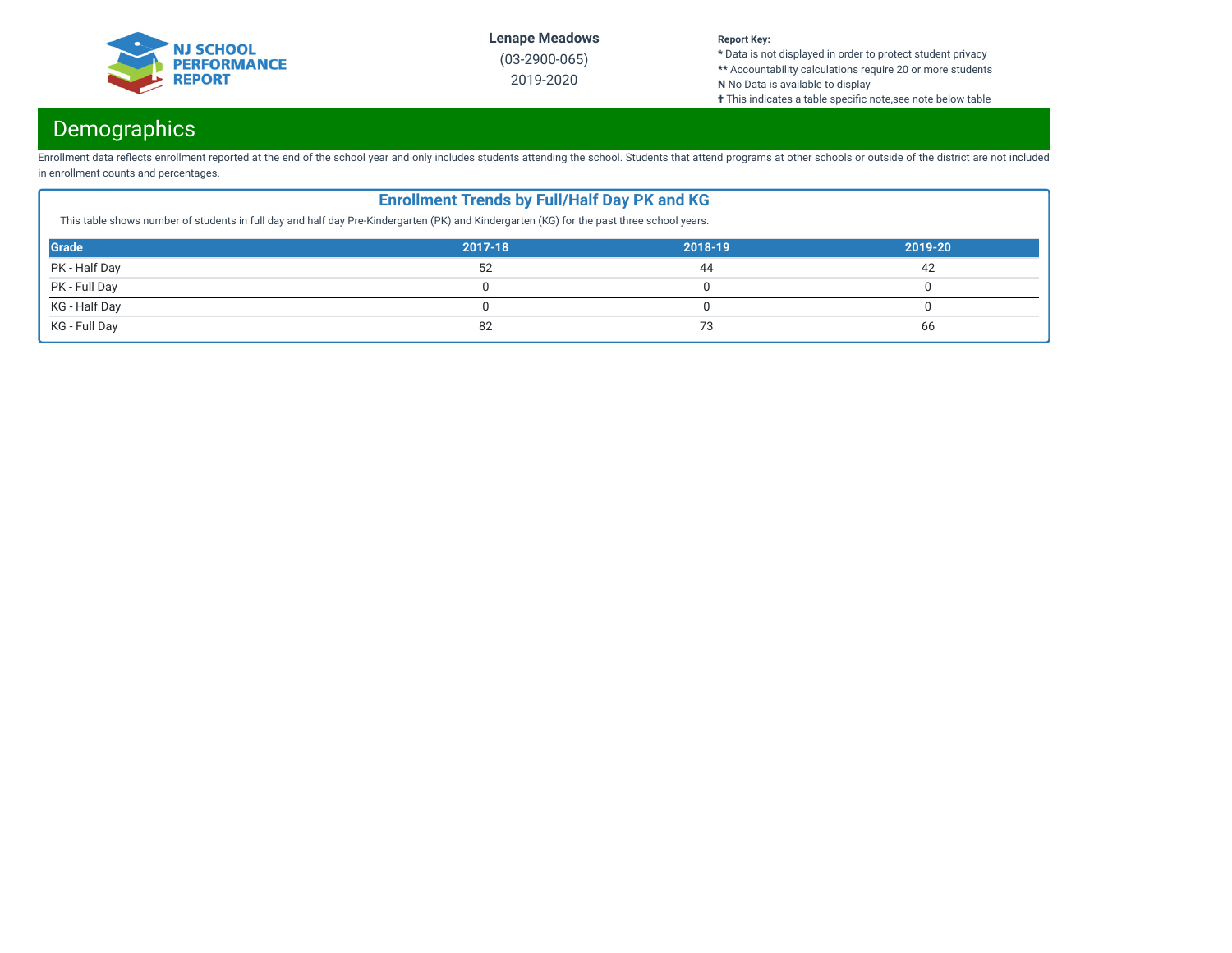# Demographics

Enrollment data reflects enrollment reported at the end of the school year and only includes students attending the school. Students that attend programs at other schools or outside of the district are not included in enrollment counts and percentages.

## Enrollment Trends by Full/Half Day PK and KG

This table shows number of students in full day and half day Pre-Kindergarten (PK) and Kindergarten (KG) for the past three school years.

| Grade | 2017-18 | 2018-19 | 2019-20 |
|---|---|---|---|
| PK - Half Day | 52 | 44 | 42 |
| PK - Full Day | 0 | 0 | 0 |
| KG - Half Day | 0 | 0 | 0 |
| KG - Full Day | 82 | 73 | 66 |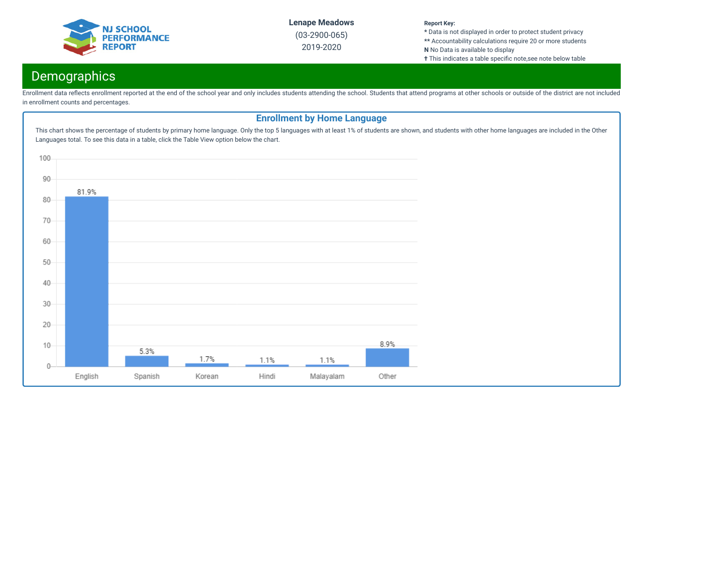# Demographics

Enrollment data reflects enrollment reported at the end of the school year and only includes students attending the school. Students that attend programs at other schools or outside of the district are not included in enrollment counts and percentages.

## Enrollment by Home Language

This chart shows the percentage of students by primary home language. Only the top 5 languages with at least 1% of students are shown, and students with other home languages are included in the Other Languages total. To see this data in a table, click the Table View option below the chart.

| Language | Percentage |
| --- | --- |
| English | 81.9% |
| Spanish | 5.3% |
| Korean | 1.7% |
| Hindi | 1.1% |
| Malayalam | 1.1% |
| Other | 8.9% |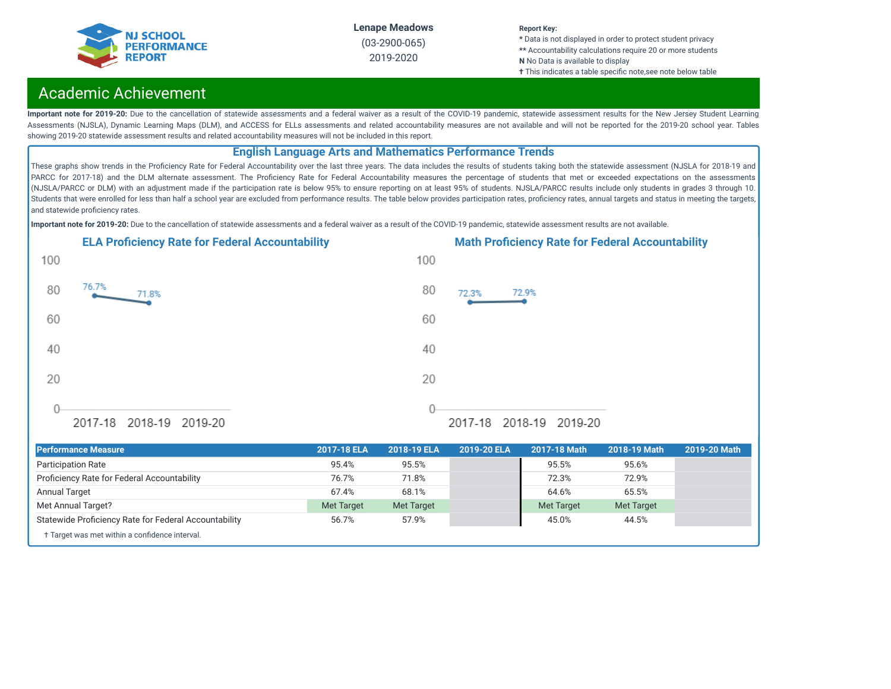Lenape Meadows

(03-2900-065)

2019-2020

**Report Key:**
* Data is not displayed in order to protect student privacy
** Accountability calculations require 20 or more students
**N** No Data is available to display
† This indicates a table specific note,see note below table

## Academic Achievement

**Important note for 2019-20:** Due to the cancellation of statewide assessments and a federal waiver as a result of the COVID-19 pandemic, statewide assessment results for the New Jersey Student Learning Assessments (NJSLA), Dynamic Learning Maps (DLM), and ACCESS for ELLs assessments and related accountability measures are not available and will not be reported for the 2019-20 school year. Tables showing 2019-20 statewide assessment results and related accountability measures will not be included in this report.

### English Language Arts and Mathematics Performance Trends

These graphs show trends in the Proficiency Rate for Federal Accountability over the last three years. The data includes the results of students taking both the statewide assessment (NJSLA for 2018-19 and PARCC for 2017-18) and the DLM alternate assessment. The Proficiency Rate for Federal Accountability measures the percentage of students that met or exceeded expectations on the assessments (NJSLA/PARCC or DLM) with an adjustment made if the participation rate is below 95% to ensure reporting on at least 95% of students. NJSLA/PARCC results include only students in grades 3 through 10. Students that were enrolled for less than half a school year are excluded from performance results. The table below provides participation rates, proficiency rates, annual targets and status in meeting the targets, and statewide proficiency rates.

**Important note for 2019-20:** Due to the cancellation of statewide assessments and a federal waiver as a result of the COVID-19 pandemic, statewide assessment results are not available.

**ELA Proficiency Rate for Federal Accountability**

| Year | Rate |
|---|---|
| 2017-18 | 76.7% |
| 2018-19 | 71.8% |
| 2019-20 | |

**Math Proficiency Rate for Federal Accountability**

| Year | Rate |
|---|---|
| 2017-18 | 72.3% |
| 2018-19 | 72.9% |
| 2019-20 | |

| Performance Measure | 2017-18 ELA | 2018-19 ELA | 2019-20 ELA | 2017-18 Math | 2018-19 Math | 2019-20 Math |
|---|---|---|---|---|---|---|
| Participation Rate | 95.4% | 95.5% | | 95.5% | 95.6% | |
| Proficiency Rate for Federal Accountability | 76.7% | 71.8% | | 72.3% | 72.9% | |
| Annual Target | 67.4% | 68.1% | | 64.6% | 65.5% | |
| Met Annual Target? | Met Target | Met Target | | Met Target | Met Target | |
| Statewide Proficiency Rate for Federal Accountability | 56.7% | 57.9% | | 45.0% | 44.5% | |

† Target was met within a confidence interval.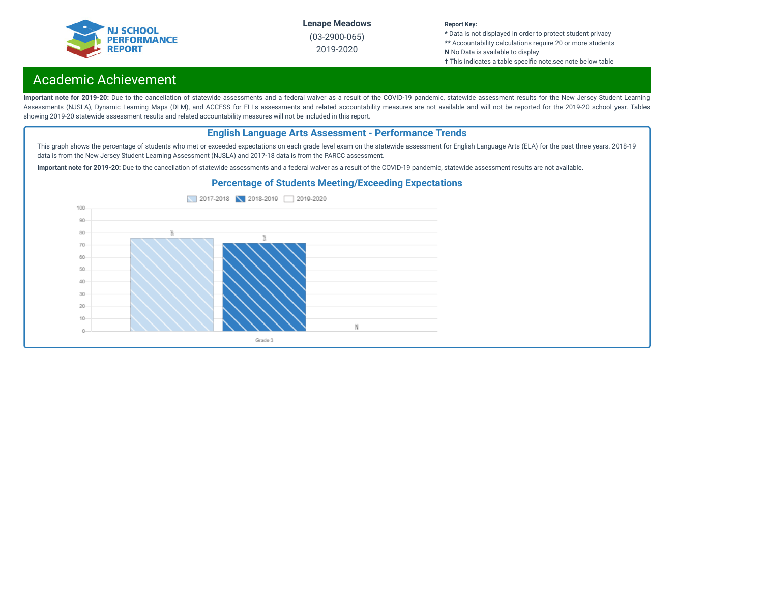# Academic Achievement

**Important note for 2019-20:** Due to the cancellation of statewide assessments and a federal waiver as a result of the COVID-19 pandemic, statewide assessment results for the New Jersey Student Learning Assessments (NJSLA), Dynamic Learning Maps (DLM), and ACCESS for ELLs assessments and related accountability measures are not available and will not be reported for the 2019-20 school year. Tables showing 2019-20 statewide assessment results and related accountability measures will not be included in this report.

## English Language Arts Assessment - Performance Trends

This graph shows the percentage of students who met or exceeded expectations on each grade level exam on the statewide assessment for English Language Arts (ELA) for the past three years. 2018-19 data is from the New Jersey Student Learning Assessment (NJSLA) and 2017-18 data is from the PARCC assessment.

**Important note for 2019-20:** Due to the cancellation of statewide assessments and a federal waiver as a result of the COVID-19 pandemic, statewide assessment results are not available.

### Percentage of Students Meeting/Exceeding Expectations

| | 2017-2018 | 2018-2019 | 2019-2020 |
|---|---|---|---|
| Grade 3 | 76 | 72 | N |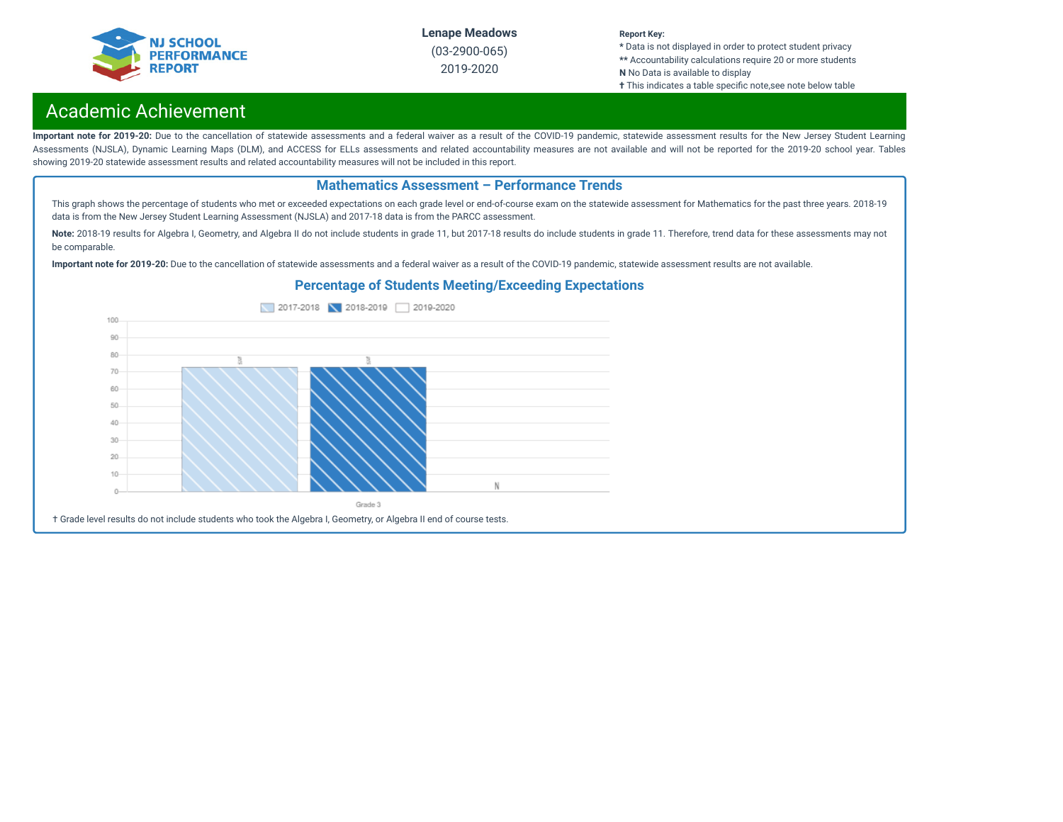Lenape Meadows

(03-2900-065)

2019-2020

**Report Key:**
* Data is not displayed in order to protect student privacy
** Accountability calculations require 20 or more students
**N** No Data is available to display
✝ This indicates a table specific note,see note below table

## Academic Achievement

**Important note for 2019-20:** Due to the cancellation of statewide assessments and a federal waiver as a result of the COVID-19 pandemic, statewide assessment results for the New Jersey Student Learning Assessments (NJSLA), Dynamic Learning Maps (DLM), and ACCESS for ELLs assessments and related accountability measures are not available and will not be reported for the 2019-20 school year. Tables showing 2019-20 statewide assessment results and related accountability measures will not be included in this report.

### Mathematics Assessment – Performance Trends

This graph shows the percentage of students who met or exceeded expectations on each grade level or end-of-course exam on the statewide assessment for Mathematics for the past three years. 2018-19 data is from the New Jersey Student Learning Assessment (NJSLA) and 2017-18 data is from the PARCC assessment.

**Note:** 2018-19 results for Algebra I, Geometry, and Algebra II do not include students in grade 11, but 2017-18 results do include students in grade 11. Therefore, trend data for these assessments may not be comparable.

**Important note for 2019-20:** Due to the cancellation of statewide assessments and a federal waiver as a result of the COVID-19 pandemic, statewide assessment results are not available.

#### Percentage of Students Meeting/Exceeding Expectations

| | 2017-2018 | 2018-2019 | 2019-2020 |
|---|---|---|---|
| Grade 3 | * | * | N |

✝ Grade level results do not include students who took the Algebra I, Geometry, or Algebra II end of course tests.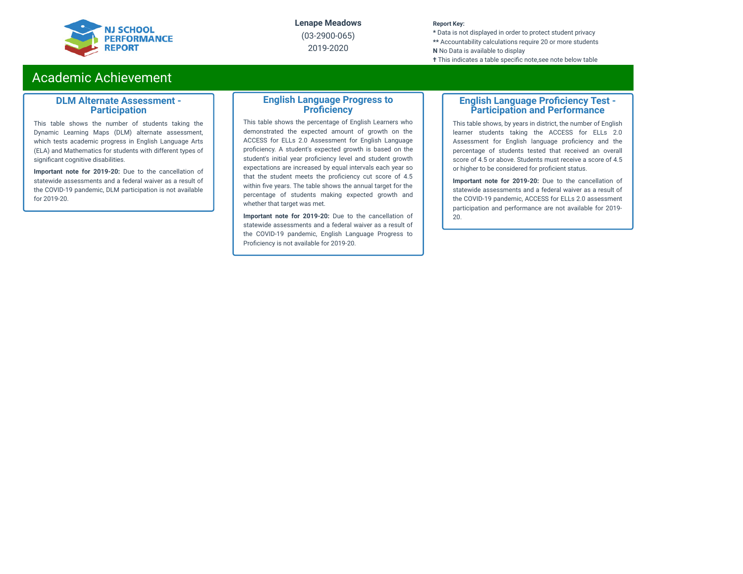## Academic Achievement

### DLM Alternate Assessment - Participation

This table shows the number of students taking the Dynamic Learning Maps (DLM) alternate assessment, which tests academic progress in English Language Arts (ELA) and Mathematics for students with different types of significant cognitive disabilities.

**Important note for 2019-20:** Due to the cancellation of statewide assessments and a federal waiver as a result of the COVID-19 pandemic, DLM participation is not available for 2019-20.

### English Language Progress to Proficiency

This table shows the percentage of English Learners who demonstrated the expected amount of growth on the ACCESS for ELLs 2.0 Assessment for English Language proficiency. A student's expected growth is based on the student's initial year proficiency level and student growth expectations are increased by equal intervals each year so that the student meets the proficiency cut score of 4.5 within five years. The table shows the annual target for the percentage of students making expected growth and whether that target was met.

**Important note for 2019-20:** Due to the cancellation of statewide assessments and a federal waiver as a result of the COVID-19 pandemic, English Language Progress to Proficiency is not available for 2019-20.

### English Language Proficiency Test - Participation and Performance

This table shows, by years in district, the number of English learner students taking the ACCESS for ELLs 2.0 Assessment for English language proficiency and the percentage of students tested that received an overall score of 4.5 or above. Students must receive a score of 4.5 or higher to be considered for proficient status.

**Important note for 2019-20:** Due to the cancellation of statewide assessments and a federal waiver as a result of the COVID-19 pandemic, ACCESS for ELLs 2.0 assessment participation and performance are not available for 2019-20.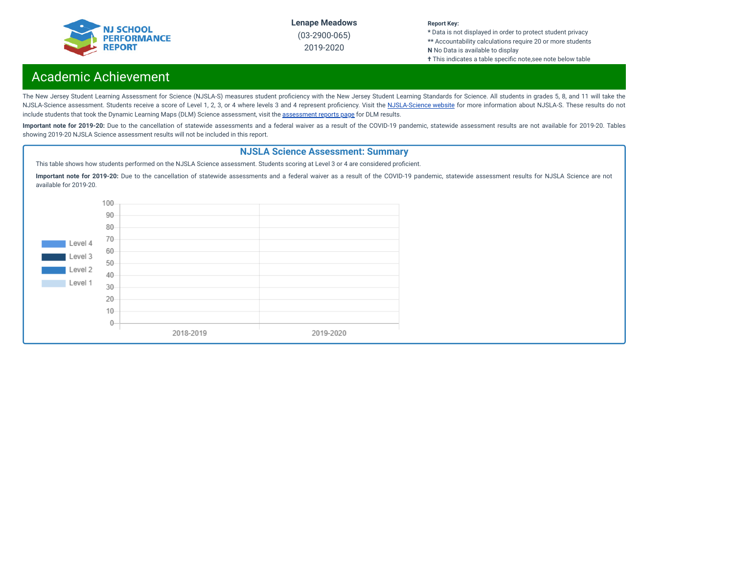Lenape Meadows

(03-2900-065)

2019-2020

**Report Key:**
* Data is not displayed in order to protect student privacy
** Accountability calculations require 20 or more students
**N** No Data is available to display
✝ This indicates a table specific note,see note below table

## Academic Achievement

The New Jersey Student Learning Assessment for Science (NJSLA-S) measures student proficiency with the New Jersey Student Learning Standards for Science. All students in grades 5, 8, and 11 will take the NJSLA-Science assessment. Students receive a score of Level 1, 2, 3, or 4 where levels 3 and 4 represent proficiency. Visit the NJSLA-Science website for more information about NJSLA-S. These results do not include students that took the Dynamic Learning Maps (DLM) Science assessment, visit the assessment reports page for DLM results.

**Important note for 2019-20:** Due to the cancellation of statewide assessments and a federal waiver as a result of the COVID-19 pandemic, statewide assessment results are not available for 2019-20. Tables showing 2019-20 NJSLA Science assessment results will not be included in this report.

### NJSLA Science Assessment: Summary

This table shows how students performed on the NJSLA Science assessment. Students scoring at Level 3 or 4 are considered proficient.

**Important note for 2019-20:** Due to the cancellation of statewide assessments and a federal waiver as a result of the COVID-19 pandemic, statewide assessment results for NJSLA Science are not available for 2019-20.

Level 4
Level 3
Level 2
Level 1

100
90
80
70
60
50
40
30
20
10
0

2018-2019
2019-2020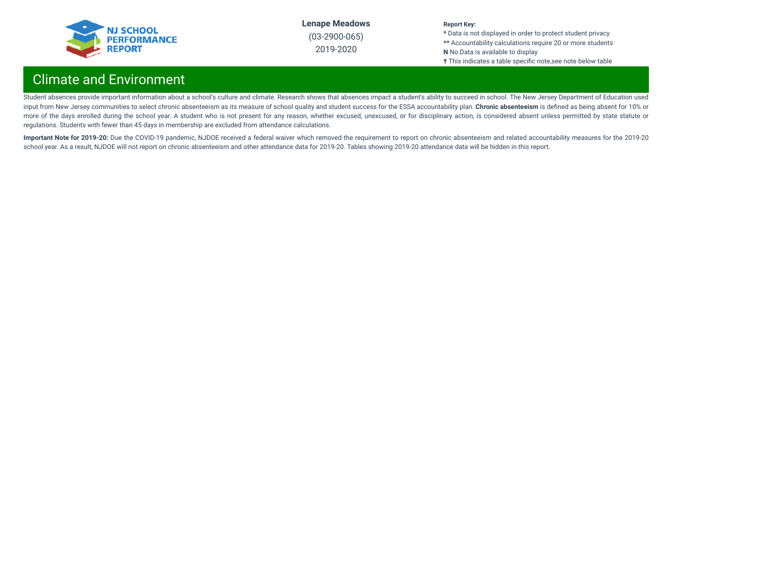# Climate and Environment

Student absences provide important information about a school's culture and climate. Research shows that absences impact a student's ability to succeed in school. The New Jersey Department of Education used input from New Jersey communities to select chronic absenteeism as its measure of school quality and student success for the ESSA accountability plan. **Chronic absenteeism** is defined as being absent for 10% or more of the days enrolled during the school year. A student who is not present for any reason, whether excused, unexcused, or for disciplinary action, is considered absent unless permitted by state statute or regulations. Students with fewer than 45 days in membership are excluded from attendance calculations.

**Important Note for 2019-20:** Due the COVID-19 pandemic, NJDOE received a federal waiver which removed the requirement to report on chronic absenteeism and related accountability measures for the 2019-20 school year. As a result, NJDOE will not report on chronic absenteeism and other attendance data for 2019-20. Tables showing 2019-20 attendance data will be hidden in this report.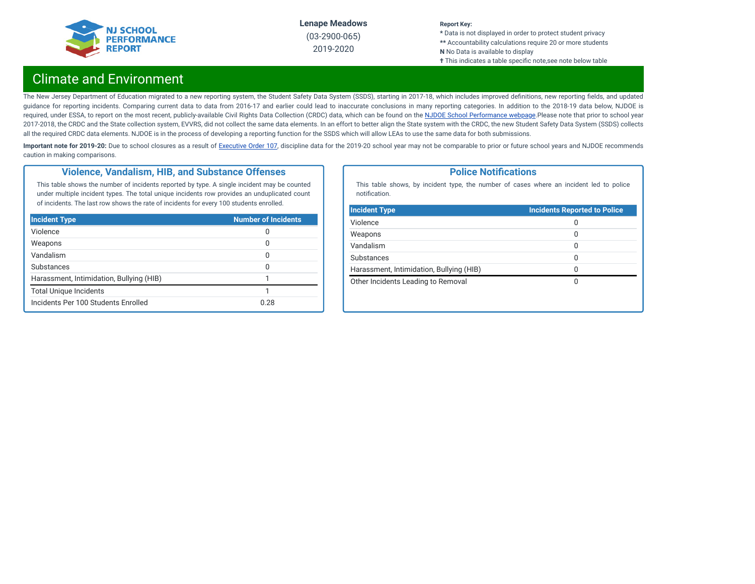Lenape Meadows

(03-2900-065)

2019-2020

**Report Key:**
* Data is not displayed in order to protect student privacy
** Accountability calculations require 20 or more students
**N** No Data is available to display
✝ This indicates a table specific note,see note below table

## Climate and Environment

The New Jersey Department of Education migrated to a new reporting system, the Student Safety Data System (SSDS), starting in 2017-18, which includes improved definitions, new reporting fields, and updated guidance for reporting incidents. Comparing current data to data from 2016-17 and earlier could lead to inaccurate conclusions in many reporting categories. In addition to the 2018-19 data below, NJDOE is required, under ESSA, to report on the most recent, publicly-available Civil Rights Data Collection (CRDC) data, which can be found on the NJDOE School Performance webpage.Please note that prior to school year 2017-2018, the CRDC and the State collection system, EVVRS, did not collect the same data elements. In an effort to better align the State system with the CRDC, the new Student Safety Data System (SSDS) collects all the required CRDC data elements. NJDOE is in the process of developing a reporting function for the SSDS which will allow LEAs to use the same data for both submissions.

**Important note for 2019-20:** Due to school closures as a result of Executive Order 107, discipline data for the 2019-20 school year may not be comparable to prior or future school years and NJDOE recommends caution in making comparisons.

### Violence, Vandalism, HIB, and Substance Offenses

This table shows the number of incidents reported by type. A single incident may be counted under multiple incident types. The total unique incidents row provides an unduplicated count of incidents. The last row shows the rate of incidents for every 100 students enrolled.

| Incident Type | Number of Incidents |
|---|---|
| Violence | 0 |
| Weapons | 0 |
| Vandalism | 0 |
| Substances | 0 |
| Harassment, Intimidation, Bullying (HIB) | 1 |
| Total Unique Incidents | 1 |
| Incidents Per 100 Students Enrolled | 0.28 |

### Police Notifications

This table shows, by incident type, the number of cases where an incident led to police notification.

| Incident Type | Incidents Reported to Police |
|---|---|
| Violence | 0 |
| Weapons | 0 |
| Vandalism | 0 |
| Substances | 0 |
| Harassment, Intimidation, Bullying (HIB) | 0 |
| Other Incidents Leading to Removal | 0 |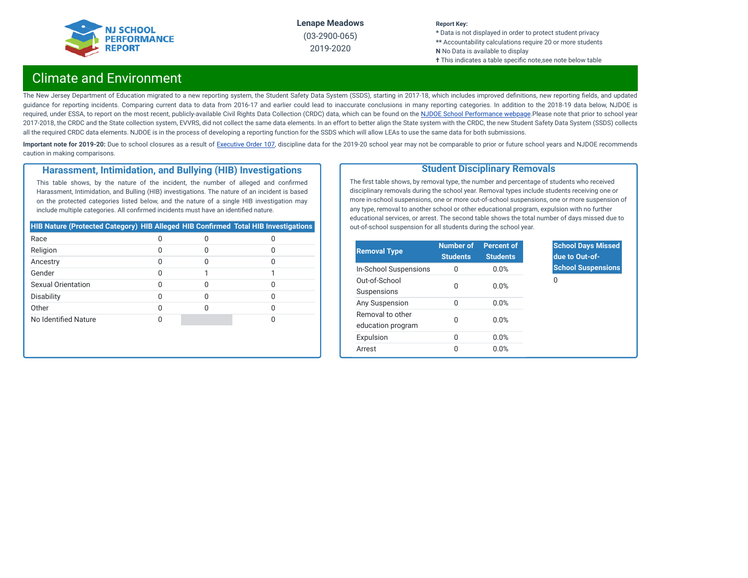Lenape Meadows
(03-2900-065)
2019-2020

**Report Key:**
* Data is not displayed in order to protect student privacy
** Accountability calculations require 20 or more students
**N** No Data is available to display
✝ This indicates a table specific note,see note below table

# Climate and Environment

The New Jersey Department of Education migrated to a new reporting system, the Student Safety Data System (SSDS), starting in 2017-18, which includes improved definitions, new reporting fields, and updated guidance for reporting incidents. Comparing current data to data from 2016-17 and earlier could lead to inaccurate conclusions in many reporting categories. In addition to the 2018-19 data below, NJDOE is required, under ESSA, to report on the most recent, publicly-available Civil Rights Data Collection (CRDC) data, which can be found on the NJDOE School Performance webpage.Please note that prior to school year 2017-2018, the CRDC and the State collection system, EVVRS, did not collect the same data elements. In an effort to better align the State system with the CRDC, the new Student Safety Data System (SSDS) collects all the required CRDC data elements. NJDOE is in the process of developing a reporting function for the SSDS which will allow LEAs to use the same data for both submissions.

**Important note for 2019-20:** Due to school closures as a result of Executive Order 107, discipline data for the 2019-20 school year may not be comparable to prior or future school years and NJDOE recommends caution in making comparisons.

## Harassment, Intimidation, and Bullying (HIB) Investigations

This table shows, by the nature of the incident, the number of alleged and confirmed Harassment, Intimidation, and Bulling (HIB) investigations. The nature of an incident is based on the protected categories listed below, and the nature of a single HIB investigation may include multiple categories. All confirmed incidents must have an identified nature.

| HIB Nature (Protected Category) | HIB Alleged | HIB Confirmed | Total HIB Investigations |
|---|---|---|---|
| Race | 0 | 0 | 0 |
| Religion | 0 | 0 | 0 |
| Ancestry | 0 | 0 | 0 |
| Gender | 0 | 1 | 1 |
| Sexual Orientation | 0 | 0 | 0 |
| Disability | 0 | 0 | 0 |
| Other | 0 | 0 | 0 |
| No Identified Nature | 0 | | 0 |

## Student Disciplinary Removals

The first table shows, by removal type, the number and percentage of students who received disciplinary removals during the school year. Removal types include students receiving one or more in-school suspensions, one or more out-of-school suspensions, one or more suspension of any type, removal to another school or other educational program, expulsion with no further educational services, or arrest. The second table shows the total number of days missed due to out-of-school suspension for all students during the school year.

| Removal Type | Number of Students | Percent of Students |
|---|---|---|
| In-School Suspensions | 0 | 0.0% |
| Out-of-School Suspensions | 0 | 0.0% |
| Any Suspension | 0 | 0.0% |
| Removal to other education program | 0 | 0.0% |
| Expulsion | 0 | 0.0% |
| Arrest | 0 | 0.0% |

| School Days Missed due to Out-of-School Suspensions |
|---|
| 0 |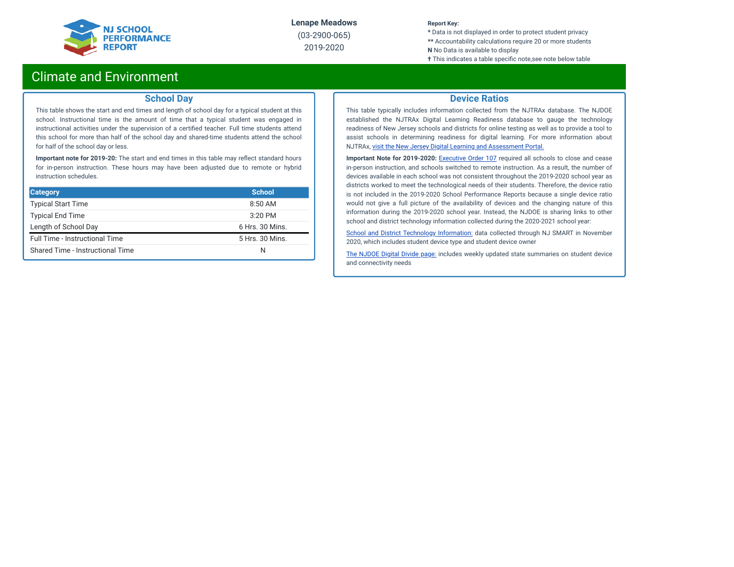# Climate and Environment

## School Day

This table shows the start and end times and length of school day for a typical student at this school. Instructional time is the amount of time that a typical student was engaged in instructional activities under the supervision of a certified teacher. Full time students attend this school for more than half of the school day and shared-time students attend the school for half of the school day or less.

**Important note for 2019-20:** The start and end times in this table may reflect standard hours for in-person instruction. These hours may have been adjusted due to remote or hybrid instruction schedules.

| Category | School |
|---|---|
| Typical Start Time | 8:50 AM |
| Typical End Time | 3:20 PM |
| Length of School Day | 6 Hrs. 30 Mins. |
| Full Time - Instructional Time | 5 Hrs. 30 Mins. |
| Shared Time - Instructional Time | N |

## Device Ratios

This table typically includes information collected from the NJTRAx database. The NJDOE established the NJTRAx Digital Learning Readiness database to gauge the technology readiness of New Jersey schools and districts for online testing as well as to provide a tool to assist schools in determining readiness for digital learning. For more information about NJTRAx, visit the New Jersey Digital Learning and Assessment Portal.

**Important Note for 2019-2020:** Executive Order 107 required all schools to close and cease in-person instruction, and schools switched to remote instruction. As a result, the number of devices available in each school was not consistent throughout the 2019-2020 school year as districts worked to meet the technological needs of their students. Therefore, the device ratio is not included in the 2019-2020 School Performance Reports because a single device ratio would not give a full picture of the availability of devices and the changing nature of this information during the 2019-2020 school year. Instead, the NJDOE is sharing links to other school and district technology information collected during the 2020-2021 school year:

School and District Technology Information: data collected through NJ SMART in November 2020, which includes student device type and student device owner

The NJDOE Digital Divide page: includes weekly updated state summaries on student device and connectivity needs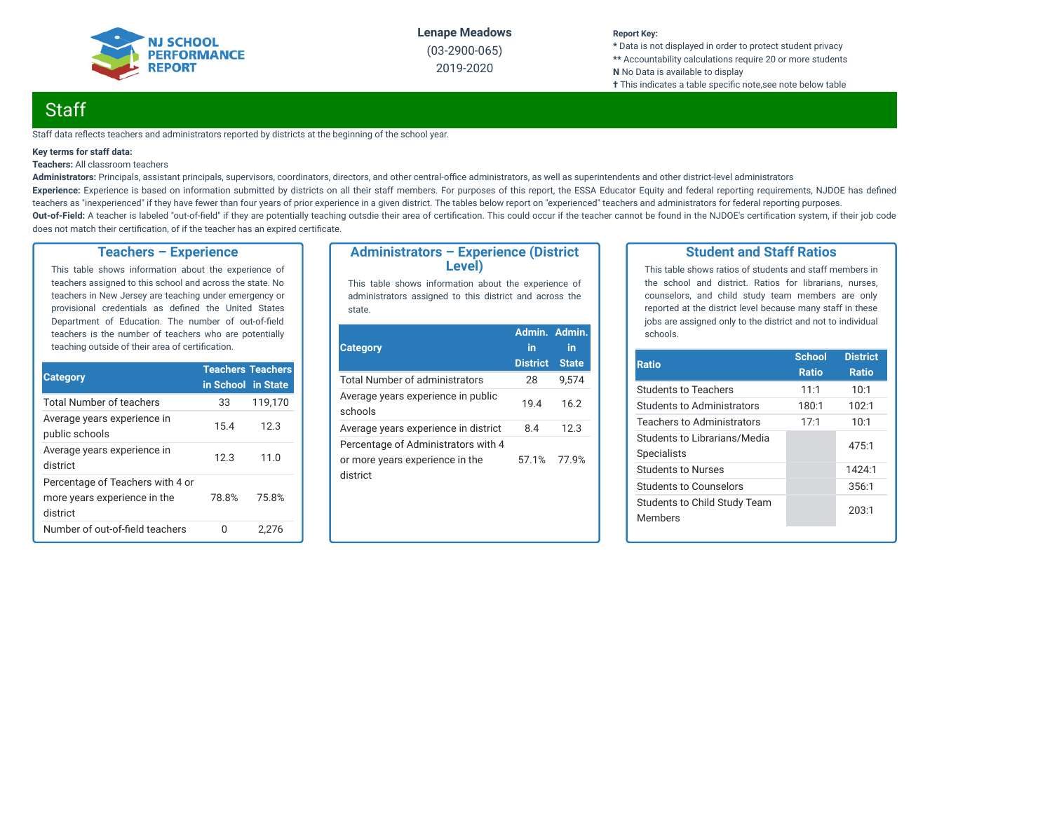# Staff

Staff data reflects teachers and administrators reported by districts at the beginning of the school year.

**Key terms for staff data:**

**Teachers:** All classroom teachers

**Administrators:** Principals, assistant principals, supervisors, coordinators, directors, and other central-office administrators, as well as superintendents and other district-level administrators

**Experience:** Experience is based on information submitted by districts on all their staff members. For purposes of this report, the ESSA Educator Equity and federal reporting requirements, NJDOE has defined teachers as "inexperienced" if they have fewer than four years of prior experience in a given district. The tables below report on "experienced" teachers and administrators for federal reporting purposes.

**Out-of-Field:** A teacher is labeled "out-of-field" if they are potentially teaching outsdie their area of certification. This could occur if the teacher cannot be found in the NJDOE's certification system, if their job code does not match their certification, of if the teacher has an expired certificate.

## Teachers – Experience

This table shows information about the experience of teachers assigned to this school and across the state. No teachers in New Jersey are teaching under emergency or provisional credentials as defined the United States Department of Education. The number of out-of-field teachers is the number of teachers who are potentially teaching outside of their area of certification.

| Category | Teachers in School | Teachers in State |
|---|---|---|
| Total Number of teachers | 33 | 119,170 |
| Average years experience in public schools | 15.4 | 12.3 |
| Average years experience in district | 12.3 | 11.0 |
| Percentage of Teachers with 4 or more years experience in the district | 78.8% | 75.8% |
| Number of out-of-field teachers | 0 | 2,276 |

## Administrators – Experience (District Level)

This table shows information about the experience of administrators assigned to this district and across the state.

| Category | Admin. in District | Admin. in State |
|---|---|---|
| Total Number of administrators | 28 | 9,574 |
| Average years experience in public schools | 19.4 | 16.2 |
| Average years experience in district | 8.4 | 12.3 |
| Percentage of Administrators with 4 or more years experience in the district | 57.1% | 77.9% |

## Student and Staff Ratios

This table shows ratios of students and staff members in the school and district. Ratios for librarians, nurses, counselors, and child study team members are only reported at the district level because many staff in these jobs are assigned only to the district and not to individual schools.

| Ratio | School Ratio | District Ratio |
|---|---|---|
| Students to Teachers | 11:1 | 10:1 |
| Students to Administrators | 180:1 | 102:1 |
| Teachers to Administrators | 17:1 | 10:1 |
| Students to Librarians/Media Specialists | | 475:1 |
| Students to Nurses | | 1424:1 |
| Students to Counselors | | 356:1 |
| Students to Child Study Team Members | | 203:1 |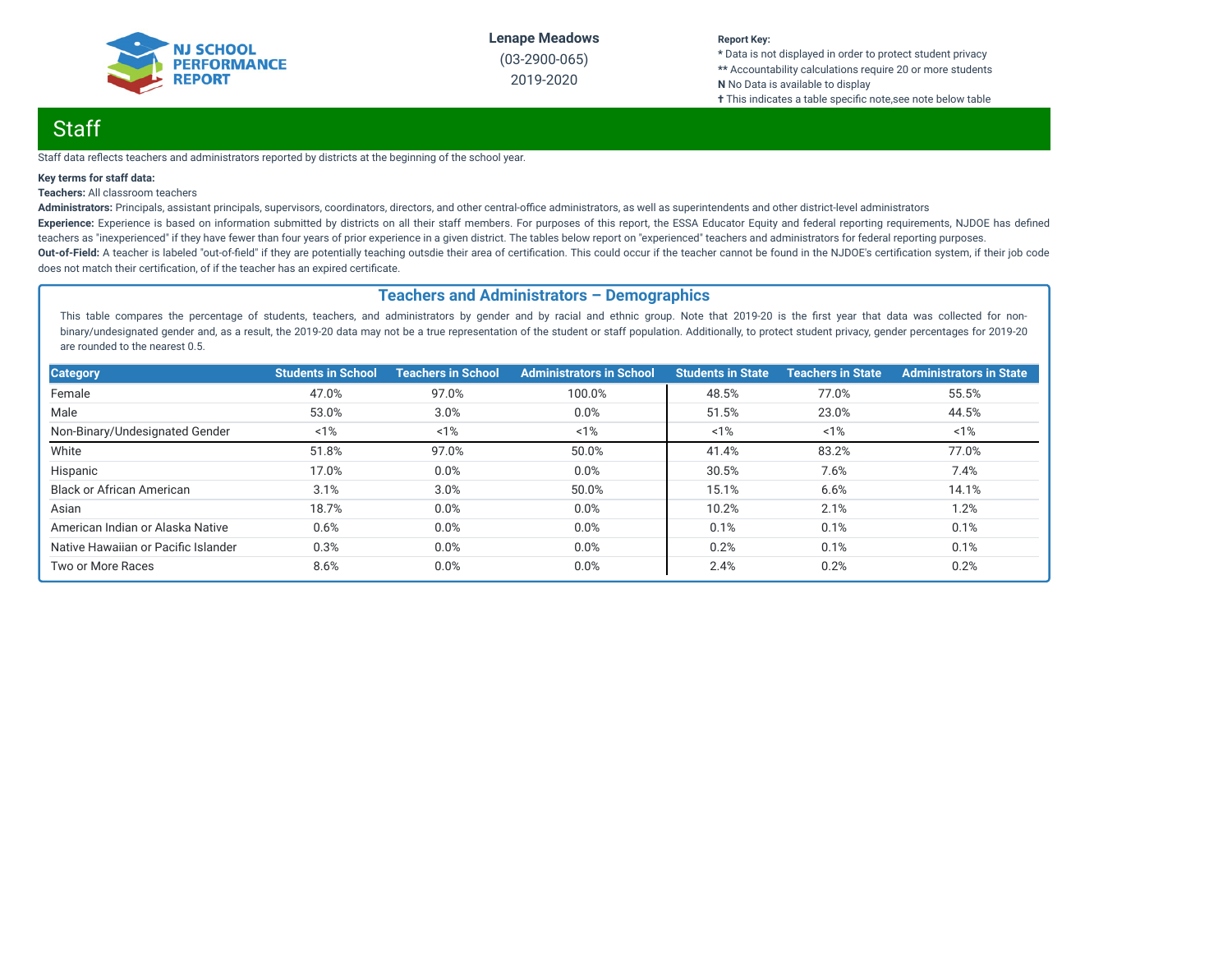## Staff

Staff data reflects teachers and administrators reported by districts at the beginning of the school year.

**Key terms for staff data:**

**Teachers:** All classroom teachers

**Administrators:** Principals, assistant principals, supervisors, coordinators, directors, and other central-office administrators, as well as superintendents and other district-level administrators

**Experience:** Experience is based on information submitted by districts on all their staff members. For purposes of this report, the ESSA Educator Equity and federal reporting requirements, NJDOE has defined teachers as "inexperienced" if they have fewer than four years of prior experience in a given district. The tables below report on "experienced" teachers and administrators for federal reporting purposes.

**Out-of-Field:** A teacher is labeled "out-of-field" if they are potentially teaching outsdie their area of certification. This could occur if the teacher cannot be found in the NJDOE's certification system, if their job code does not match their certification, of if the teacher has an expired certificate.

### Teachers and Administrators – Demographics

This table compares the percentage of students, teachers, and administrators by gender and by racial and ethnic group. Note that 2019-20 is the first year that data was collected for non-binary/undesignated gender and, as a result, the 2019-20 data may not be a true representation of the student or staff population. Additionally, to protect student privacy, gender percentages for 2019-20 are rounded to the nearest 0.5.

| Category | Students in School | Teachers in School | Administrators in School | Students in State | Teachers in State | Administrators in State |
|---|---|---|---|---|---|---|
| Female | 47.0% | 97.0% | 100.0% | 48.5% | 77.0% | 55.5% |
| Male | 53.0% | 3.0% | 0.0% | 51.5% | 23.0% | 44.5% |
| Non-Binary/Undesignated Gender | <1% | <1% | <1% | <1% | <1% | <1% |
| White | 51.8% | 97.0% | 50.0% | 41.4% | 83.2% | 77.0% |
| Hispanic | 17.0% | 0.0% | 0.0% | 30.5% | 7.6% | 7.4% |
| Black or African American | 3.1% | 3.0% | 50.0% | 15.1% | 6.6% | 14.1% |
| Asian | 18.7% | 0.0% | 0.0% | 10.2% | 2.1% | 1.2% |
| American Indian or Alaska Native | 0.6% | 0.0% | 0.0% | 0.1% | 0.1% | 0.1% |
| Native Hawaiian or Pacific Islander | 0.3% | 0.0% | 0.0% | 0.2% | 0.1% | 0.1% |
| Two or More Races | 8.6% | 0.0% | 0.0% | 2.4% | 0.2% | 0.2% |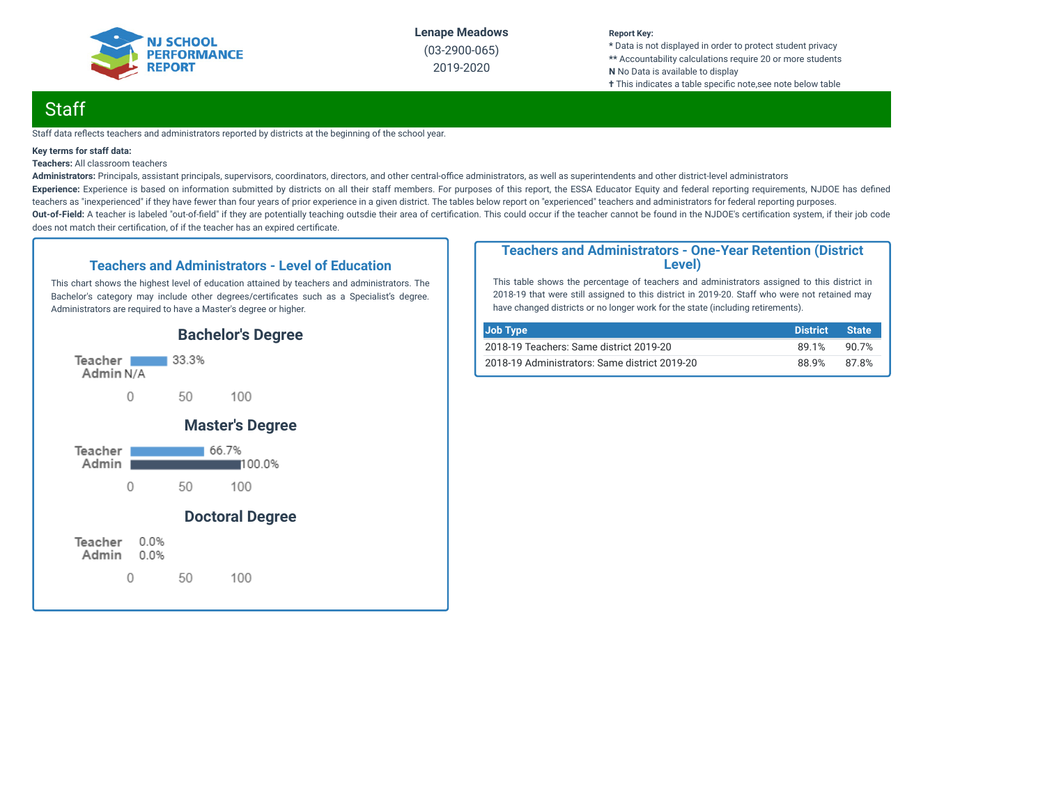Lenape Meadows

(03-2900-065)

2019-2020

**Report Key:**
* Data is not displayed in order to protect student privacy
** Accountability calculations require 20 or more students
**N** No Data is available to display
✝ This indicates a table specific note,see note below table

# Staff

Staff data reflects teachers and administrators reported by districts at the beginning of the school year.

**Key terms for staff data:**

**Teachers:** All classroom teachers

**Administrators:** Principals, assistant principals, supervisors, coordinators, directors, and other central-office administrators, as well as superintendents and other district-level administrators

**Experience:** Experience is based on information submitted by districts on all their staff members. For purposes of this report, the ESSA Educator Equity and federal reporting requirements, NJDOE has defined teachers as "inexperienced" if they have fewer than four years of prior experience in a given district. The tables below report on "experienced" teachers and administrators for federal reporting purposes.

**Out-of-Field:** A teacher is labeled "out-of-field" if they are potentially teaching outsdie their area of certification. This could occur if the teacher cannot be found in the NJDOE's certification system, if their job code does not match their certification, of if the teacher has an expired certificate.

## Teachers and Administrators - Level of Education

This chart shows the highest level of education attained by teachers and administrators. The Bachelor's category may include other degrees/certificates such as a Specialist's degree. Administrators are required to have a Master's degree or higher.

### Bachelor's Degree

| | |
|---|---|
| Teacher | 33.3% |
| Admin | N/A |

### Master's Degree

| | |
|---|---|
| Teacher | 66.7% |
| Admin | 100.0% |

### Doctoral Degree

| | |
|---|---|
| Teacher | 0.0% |
| Admin | 0.0% |

## Teachers and Administrators - One-Year Retention (District Level)

This table shows the percentage of teachers and administrators assigned to this district in 2018-19 that were still assigned to this district in 2019-20. Staff who were not retained may have changed districts or no longer work for the state (including retirements).

| Job Type | District | State |
|---|---|---|
| 2018-19 Teachers: Same district 2019-20 | 89.1% | 90.7% |
| 2018-19 Administrators: Same district 2019-20 | 88.9% | 87.8% |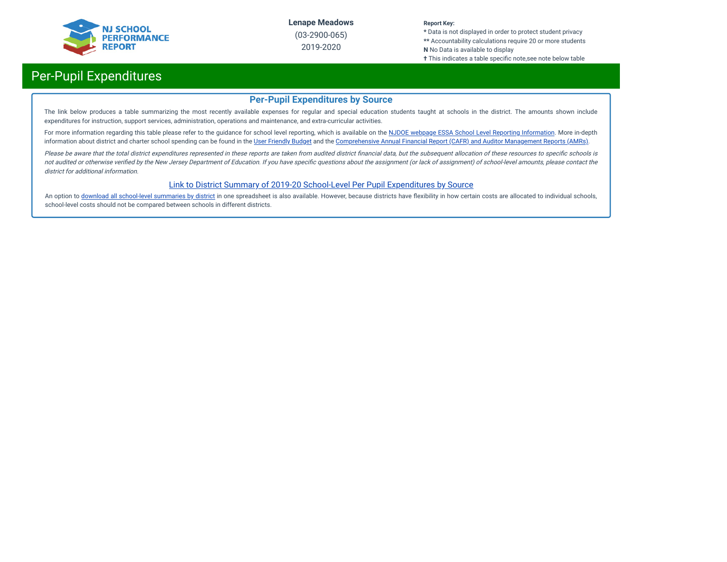# Per-Pupil Expenditures

## Per-Pupil Expenditures by Source

The link below produces a table summarizing the most recently available expenses for regular and special education students taught at schools in the district. The amounts shown include expenditures for instruction, support services, administration, operations and maintenance, and extra-curricular activities.

For more information regarding this table please refer to the guidance for school level reporting, which is available on the NJDOE webpage ESSA School Level Reporting Information. More in-depth information about district and charter school spending can be found in the User Friendly Budget and the Comprehensive Annual Financial Report (CAFR) and Auditor Management Reports (AMRs).

*Please be aware that the total district expenditures represented in these reports are taken from audited district financial data, but the subsequent allocation of these resources to specific schools is not audited or otherwise verified by the New Jersey Department of Education. If you have specific questions about the assignment (or lack of assignment) of school-level amounts, please contact the district for additional information.*

Link to District Summary of 2019-20 School-Level Per Pupil Expenditures by Source

An option to download all school-level summaries by district in one spreadsheet is also available. However, because districts have flexibility in how certain costs are allocated to individual schools, school-level costs should not be compared between schools in different districts.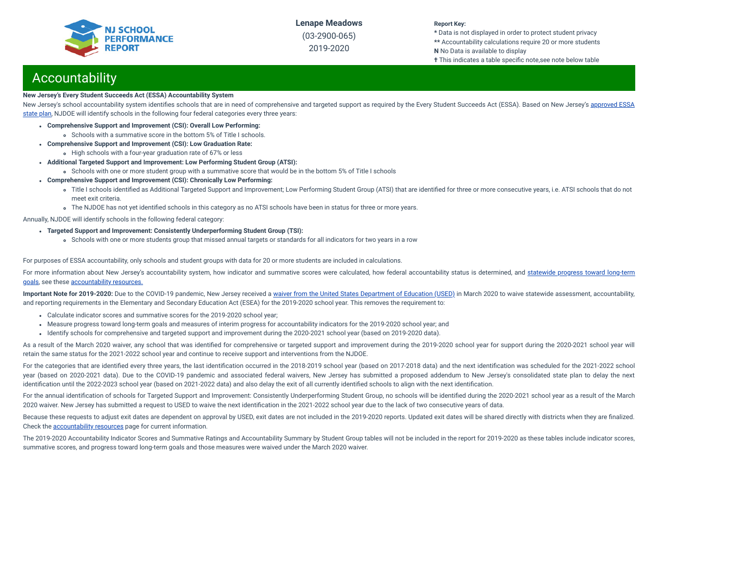Lenape Meadows
(03-2900-065)
2019-2020

**Report Key:**
**\*** Data is not displayed in order to protect student privacy
**\*\*** Accountability calculations require 20 or more students
**N** No Data is available to display
**✝** This indicates a table specific note,see note below table

## Accountability

**New Jersey's Every Student Succeeds Act (ESSA) Accountability System**

New Jersey's school accountability system identifies schools that are in need of comprehensive and targeted support as required by the Every Student Succeeds Act (ESSA). Based on New Jersey's approved ESSA state plan, NJDOE will identify schools in the following four federal categories every three years:

- **Comprehensive Support and Improvement (CSI): Overall Low Performing:**
  - Schools with a summative score in the bottom 5% of Title I schools.
- **Comprehensive Support and Improvement (CSI): Low Graduation Rate:**
  - High schools with a four-year graduation rate of 67% or less
- **Additional Targeted Support and Improvement: Low Performing Student Group (ATSI):**
  - Schools with one or more student group with a summative score that would be in the bottom 5% of Title I schools
- **Comprehensive Support and Improvement (CSI): Chronically Low Performing:**
  - Title I schools identified as Additional Targeted Support and Improvement; Low Performing Student Group (ATSI) that are identified for three or more consecutive years, i.e. ATSI schools that do not meet exit criteria.
  - The NJDOE has not yet identified schools in this category as no ATSI schools have been in status for three or more years.

Annually, NJDOE will identify schools in the following federal category:

- **Targeted Support and Improvement: Consistently Underperforming Student Group (TSI):**
  - Schools with one or more students group that missed annual targets or standards for all indicators for two years in a row

For purposes of ESSA accountability, only schools and student groups with data for 20 or more students are included in calculations.

For more information about New Jersey's accountability system, how indicator and summative scores were calculated, how federal accountability status is determined, and statewide progress toward long-term goals, see these accountability resources.

**Important Note for 2019-2020:** Due to the COVID-19 pandemic, New Jersey received a waiver from the United States Department of Education (USED) in March 2020 to waive statewide assessment, accountability, and reporting requirements in the Elementary and Secondary Education Act (ESEA) for the 2019-2020 school year. This removes the requirement to:

- Calculate indicator scores and summative scores for the 2019-2020 school year;
- Measure progress toward long-term goals and measures of interim progress for accountability indicators for the 2019-2020 school year; and
- Identify schools for comprehensive and targeted support and improvement during the 2020-2021 school year (based on 2019-2020 data).

As a result of the March 2020 waiver, any school that was identified for comprehensive or targeted support and improvement during the 2019-2020 school year for support during the 2020-2021 school year will retain the same status for the 2021-2022 school year and continue to receive support and interventions from the NJDOE.

For the categories that are identified every three years, the last identification occurred in the 2018-2019 school year (based on 2017-2018 data) and the next identification was scheduled for the 2021-2022 school year (based on 2020-2021 data). Due to the COVID-19 pandemic and associated federal waivers, New Jersey has submitted a proposed addendum to New Jersey's consolidated state plan to delay the next identification until the 2022-2023 school year (based on 2021-2022 data) and also delay the exit of all currently identified schools to align with the next identification.

For the annual identification of schools for Targeted Support and Improvement: Consistently Underperforming Student Group, no schools will be identified during the 2020-2021 school year as a result of the March 2020 waiver. New Jersey has submitted a request to USED to waive the next identification in the 2021-2022 school year due to the lack of two consecutive years of data.

Because these requests to adjust exit dates are dependent on approval by USED, exit dates are not included in the 2019-2020 reports. Updated exit dates will be shared directly with districts when they are finalized. Check the accountability resources page for current information.

The 2019-2020 Accountability Indicator Scores and Summative Ratings and Accountability Summary by Student Group tables will not be included in the report for 2019-2020 as these tables include indicator scores, summative scores, and progress toward long-term goals and those measures were waived under the March 2020 waiver.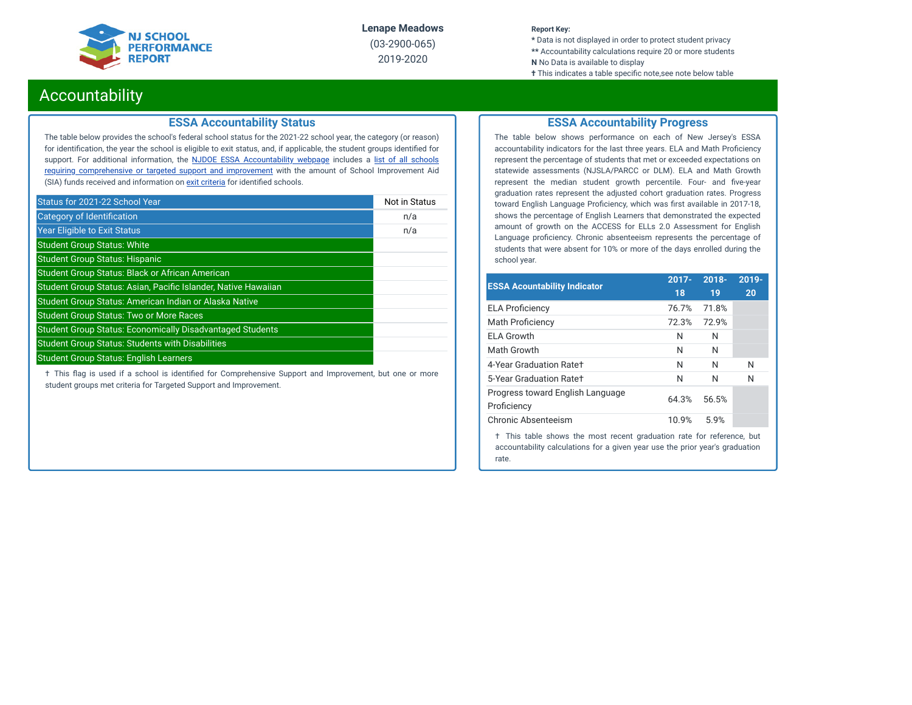Lenape Meadows
(03-2900-065)
2019-2020

**Report Key:**
* Data is not displayed in order to protect student privacy
** Accountability calculations require 20 or more students
**N** No Data is available to display
† This indicates a table specific note,see note below table

# Accountability

## ESSA Accountability Status

The table below provides the school's federal school status for the 2021-22 school year, the category (or reason) for identification, the year the school is eligible to exit status, and, if applicable, the student groups identified for support. For additional information, the NJDOE ESSA Accountability webpage includes a list of all schools requiring comprehensive or targeted support and improvement with the amount of School Improvement Aid (SIA) funds received and information on exit criteria for identified schools.

| Status for 2021-22 School Year | Not in Status |
|---|---|
| Category of Identification | n/a |
| Year Eligible to Exit Status | n/a |
| Student Group Status: White | |
| Student Group Status: Hispanic | |
| Student Group Status: Black or African American | |
| Student Group Status: Asian, Pacific Islander, Native Hawaiian | |
| Student Group Status: American Indian or Alaska Native | |
| Student Group Status: Two or More Races | |
| Student Group Status: Economically Disadvantaged Students | |
| Student Group Status: Students with Disabilities | |
| Student Group Status: English Learners | |

† This flag is used if a school is identified for Comprehensive Support and Improvement, but one or more student groups met criteria for Targeted Support and Improvement.

## ESSA Accountability Progress

The table below shows performance on each of New Jersey's ESSA accountability indicators for the last three years. ELA and Math Proficiency represent the percentage of students that met or exceeded expectations on statewide assessments (NJSLA/PARCC or DLM). ELA and Math Growth represent the median student growth percentile. Four- and five-year graduation rates represent the adjusted cohort graduation rates. Progress toward English Language Proficiency, which was first available in 2017-18, shows the percentage of English Learners that demonstrated the expected amount of growth on the ACCESS for ELLs 2.0 Assessment for English Language proficiency. Chronic absenteeism represents the percentage of students that were absent for 10% or more of the days enrolled during the school year.

| ESSA Accountability Indicator | 2017-18 | 2018-19 | 2019-20 |
|---|---|---|---|
| ELA Proficiency | 76.7% | 71.8% | |
| Math Proficiency | 72.3% | 72.9% | |
| ELA Growth | N | N | |
| Math Growth | N | N | |
| 4-Year Graduation Rate† | N | N | N |
| 5-Year Graduation Rate† | N | N | N |
| Progress toward English Language Proficiency | 64.3% | 56.5% | |
| Chronic Absenteeism | 10.9% | 5.9% | |

† This table shows the most recent graduation rate for reference, but accountability calculations for a given year use the prior year's graduation rate.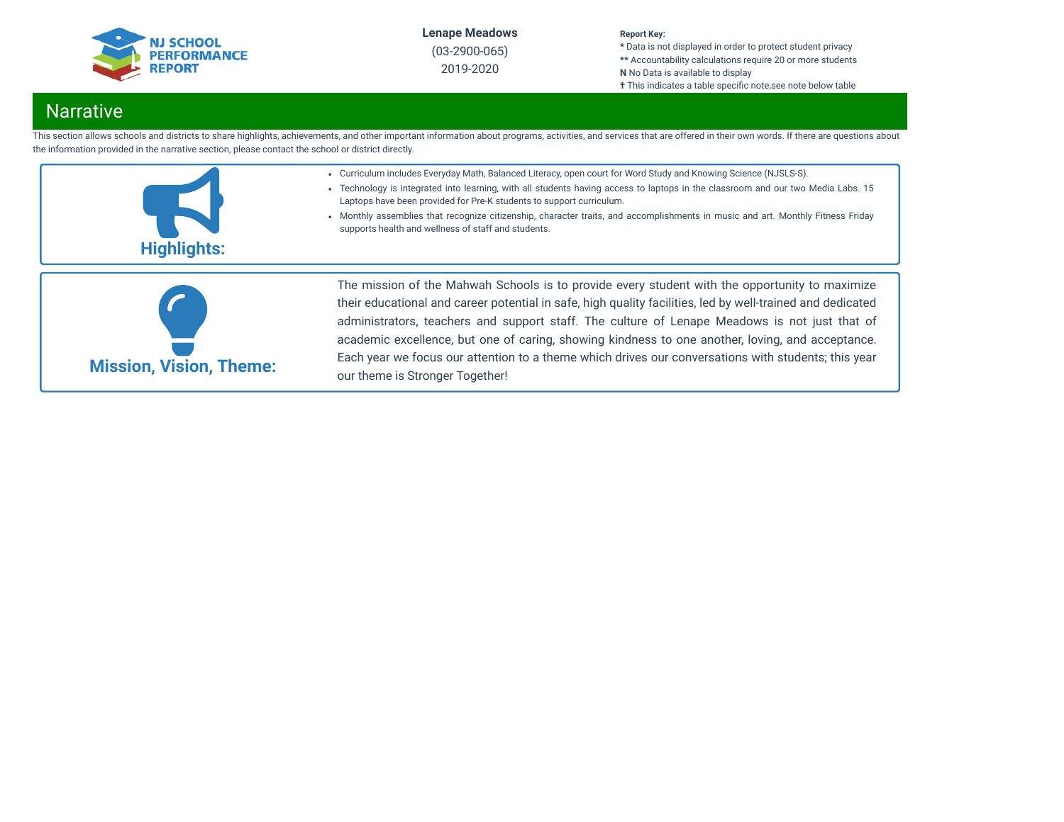## Narrative

This section allows schools and districts to share highlights, achievements, and other important information about programs, activities, and services that are offered in their own words. If there are questions about the information provided in the narrative section, please contact the school or district directly.

### Highlights:

- Curriculum includes Everyday Math, Balanced Literacy, open court for Word Study and Knowing Science (NJSLS-S).
- Technology is integrated into learning, with all students having access to laptops in the classroom and our two Media Labs. 15 Laptops have been provided for Pre-K students to support curriculum.
- Monthly assemblies that recognize citizenship, character traits, and accomplishments in music and art. Monthly Fitness Friday supports health and wellness of staff and students.

### Mission, Vision, Theme:

The mission of the Mahwah Schools is to provide every student with the opportunity to maximize their educational and career potential in safe, high quality facilities, led by well-trained and dedicated administrators, teachers and support staff. The culture of Lenape Meadows is not just that of academic excellence, but one of caring, showing kindness to one another, loving, and acceptance. Each year we focus our attention to a theme which drives our conversations with students; this year our theme is Stronger Together!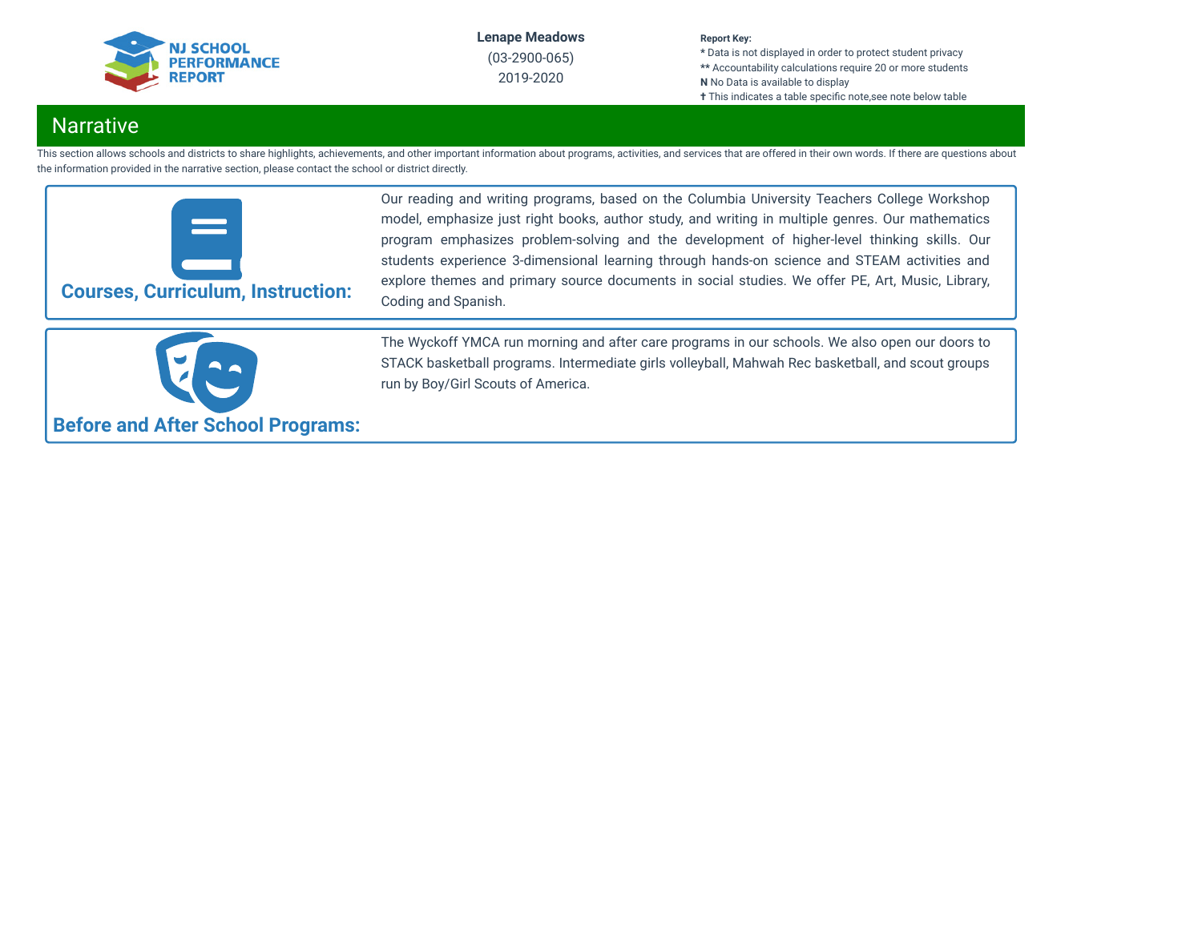NJ SCHOOL PERFORMANCE REPORT

**Lenape Meadows**
(03-2900-065)
2019-2020

**Report Key:**
**\*** Data is not displayed in order to protect student privacy
**\*\*** Accountability calculations require 20 or more students
**N** No Data is available to display
**✝** This indicates a table specific note,see note below table

# Narrative

This section allows schools and districts to share highlights, achievements, and other important information about programs, activities, and services that are offered in their own words. If there are questions about the information provided in the narrative section, please contact the school or district directly.

## Courses, Curriculum, Instruction:

Our reading and writing programs, based on the Columbia University Teachers College Workshop model, emphasize just right books, author study, and writing in multiple genres. Our mathematics program emphasizes problem-solving and the development of higher-level thinking skills. Our students experience 3-dimensional learning through hands-on science and STEAM activities and explore themes and primary source documents in social studies. We offer PE, Art, Music, Library, Coding and Spanish.

## Before and After School Programs:

The Wyckoff YMCA run morning and after care programs in our schools. We also open our doors to STACK basketball programs. Intermediate girls volleyball, Mahwah Rec basketball, and scout groups run by Boy/Girl Scouts of America.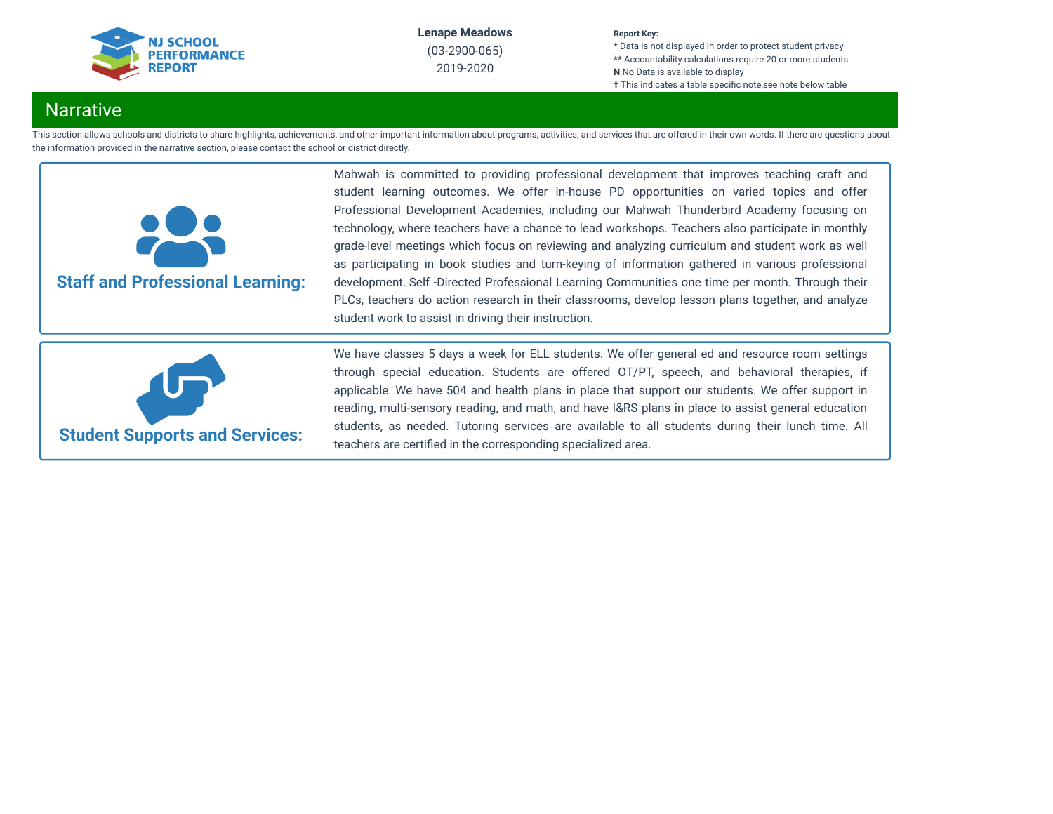**Lenape Meadows**
(03-2900-065)
2019-2020

**Report Key:**
* Data is not displayed in order to protect student privacy
** Accountability calculations require 20 or more students
**N** No Data is available to display
✝ This indicates a table specific note,see note below table

## Narrative

This section allows schools and districts to share highlights, achievements, and other important information about programs, activities, and services that are offered in their own words. If there are questions about the information provided in the narrative section, please contact the school or district directly.

### Staff and Professional Learning:

Mahwah is committed to providing professional development that improves teaching craft and student learning outcomes. We offer in-house PD opportunities on varied topics and offer Professional Development Academies, including our Mahwah Thunderbird Academy focusing on technology, where teachers have a chance to lead workshops. Teachers also participate in monthly grade-level meetings which focus on reviewing and analyzing curriculum and student work as well as participating in book studies and turn-keying of information gathered in various professional development. Self -Directed Professional Learning Communities one time per month. Through their PLCs, teachers do action research in their classrooms, develop lesson plans together, and analyze student work to assist in driving their instruction.

### Student Supports and Services:

We have classes 5 days a week for ELL students. We offer general ed and resource room settings through special education. Students are offered OT/PT, speech, and behavioral therapies, if applicable. We have 504 and health plans in place that support our students. We offer support in reading, multi-sensory reading, and math, and have I&RS plans in place to assist general education students, as needed. Tutoring services are available to all students during their lunch time. All teachers are certified in the corresponding specialized area.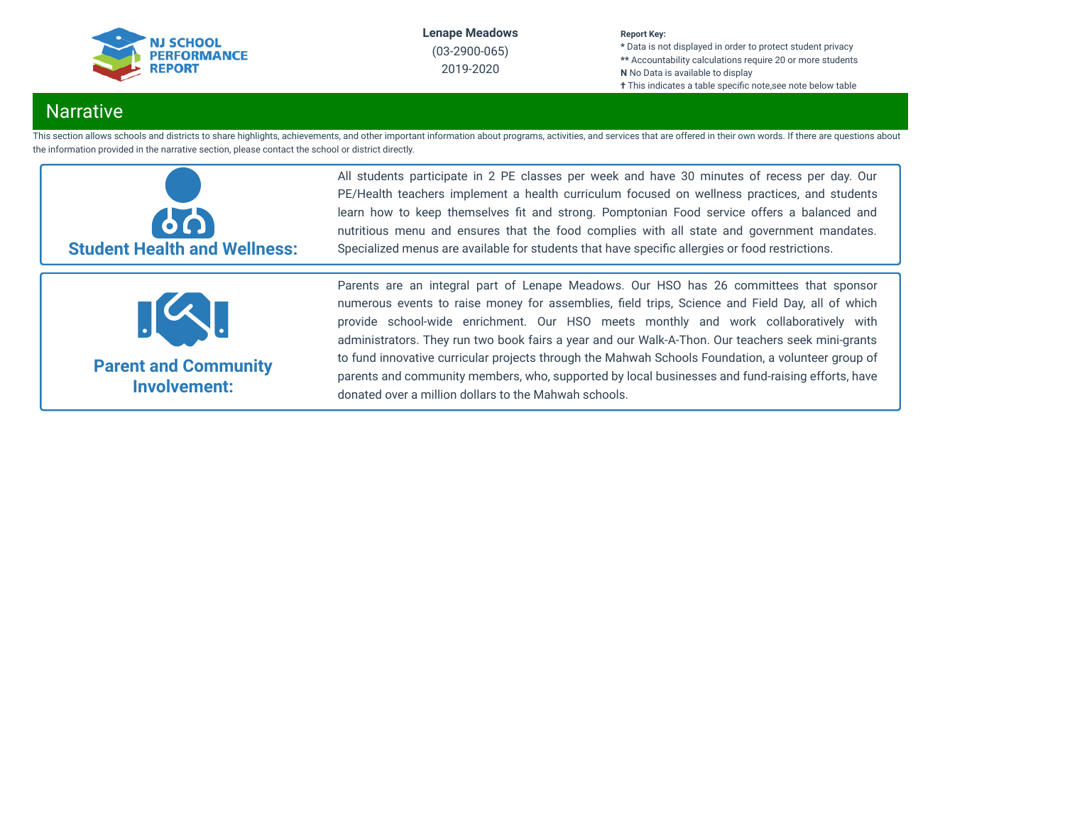# Narrative

This section allows schools and districts to share highlights, achievements, and other important information about programs, activities, and services that are offered in their own words. If there are questions about the information provided in the narrative section, please contact the school or district directly.

| | |
|---|---|
| **Student Health and Wellness:** | All students participate in 2 PE classes per week and have 30 minutes of recess per day. Our PE/Health teachers implement a health curriculum focused on wellness practices, and students learn how to keep themselves fit and strong. Pomptonian Food service offers a balanced and nutritious menu and ensures that the food complies with all state and government mandates. Specialized menus are available for students that have specific allergies or food restrictions. |
| **Parent and Community Involvement:** | Parents are an integral part of Lenape Meadows. Our HSO has 26 committees that sponsor numerous events to raise money for assemblies, field trips, Science and Field Day, all of which provide school-wide enrichment. Our HSO meets monthly and work collaboratively with administrators. They run two book fairs a year and our Walk-A-Thon. Our teachers seek mini-grants to fund innovative curricular projects through the Mahwah Schools Foundation, a volunteer group of parents and community members, who, supported by local businesses and fund-raising efforts, have donated over a million dollars to the Mahwah schools. |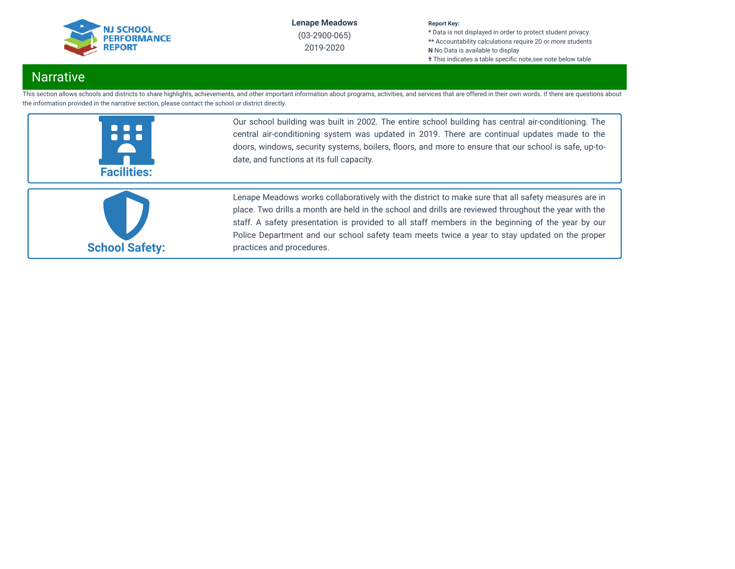## Narrative

This section allows schools and districts to share highlights, achievements, and other important information about programs, activities, and services that are offered in their own words. If there are questions about the information provided in the narrative section, please contact the school or district directly.

### Facilities:

Our school building was built in 2002. The entire school building has central air-conditioning. The central air-conditioning system was updated in 2019. There are continual updates made to the doors, windows, security systems, boilers, floors, and more to ensure that our school is safe, up-to-date, and functions at its full capacity.

### School Safety:

Lenape Meadows works collaboratively with the district to make sure that all safety measures are in place. Two drills a month are held in the school and drills are reviewed throughout the year with the staff. A safety presentation is provided to all staff members in the beginning of the year by our Police Department and our school safety team meets twice a year to stay updated on the proper practices and procedures.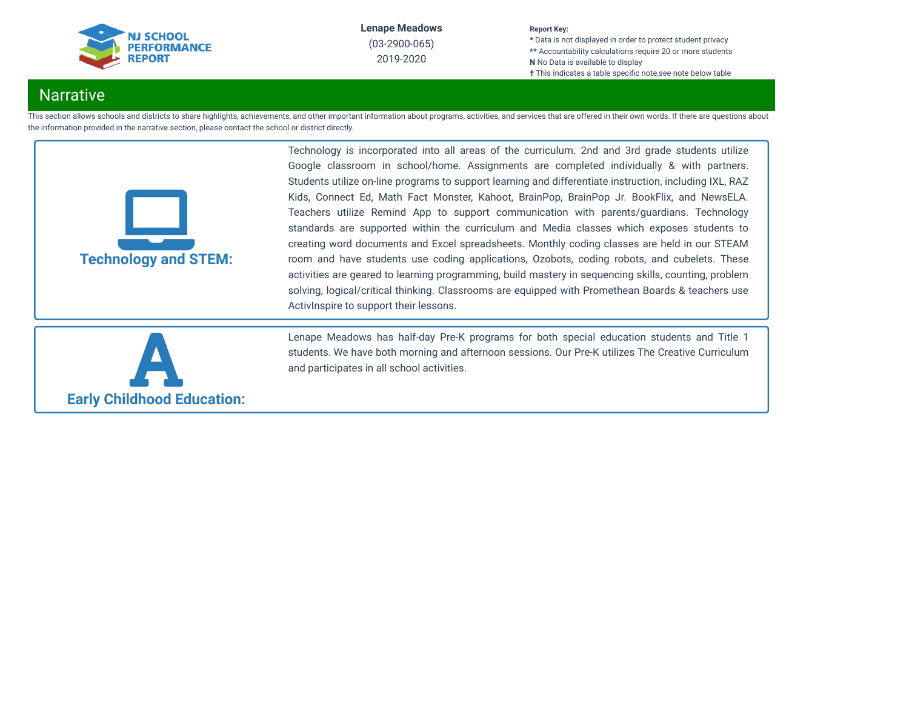Lenape Meadows

(03-2900-065)

2019-2020

Report Key:
* Data is not displayed in order to protect student privacy
** Accountability calculations require 20 or more students
**N** No Data is available to display
✝ This indicates a table specific note,see note below table

## Narrative

This section allows schools and districts to share highlights, achievements, and other important information about programs, activities, and services that are offered in their own words. If there are questions about the information provided in the narrative section, please contact the school or district directly.

### Technology and STEM:

Technology is incorporated into all areas of the curriculum. 2nd and 3rd grade students utilize Google classroom in school/home. Assignments are completed individually & with partners. Students utilize on-line programs to support learning and differentiate instruction, including IXL, RAZ Kids, Connect Ed, Math Fact Monster, Kahoot, BrainPop, BrainPop Jr. BookFlix, and NewsELA. Teachers utilize Remind App to support communication with parents/guardians. Technology standards are supported within the curriculum and Media classes which exposes students to creating word documents and Excel spreadsheets. Monthly coding classes are held in our STEAM room and have students use coding applications, Ozobots, coding robots, and cubelets. These activities are geared to learning programming, build mastery in sequencing skills, counting, problem solving, logical/critical thinking. Classrooms are equipped with Promethean Boards & teachers use ActivInspire to support their lessons.

### Early Childhood Education:

Lenape Meadows has half-day Pre-K programs for both special education students and Title 1 students. We have both morning and afternoon sessions. Our Pre-K utilizes The Creative Curriculum and participates in all school activities.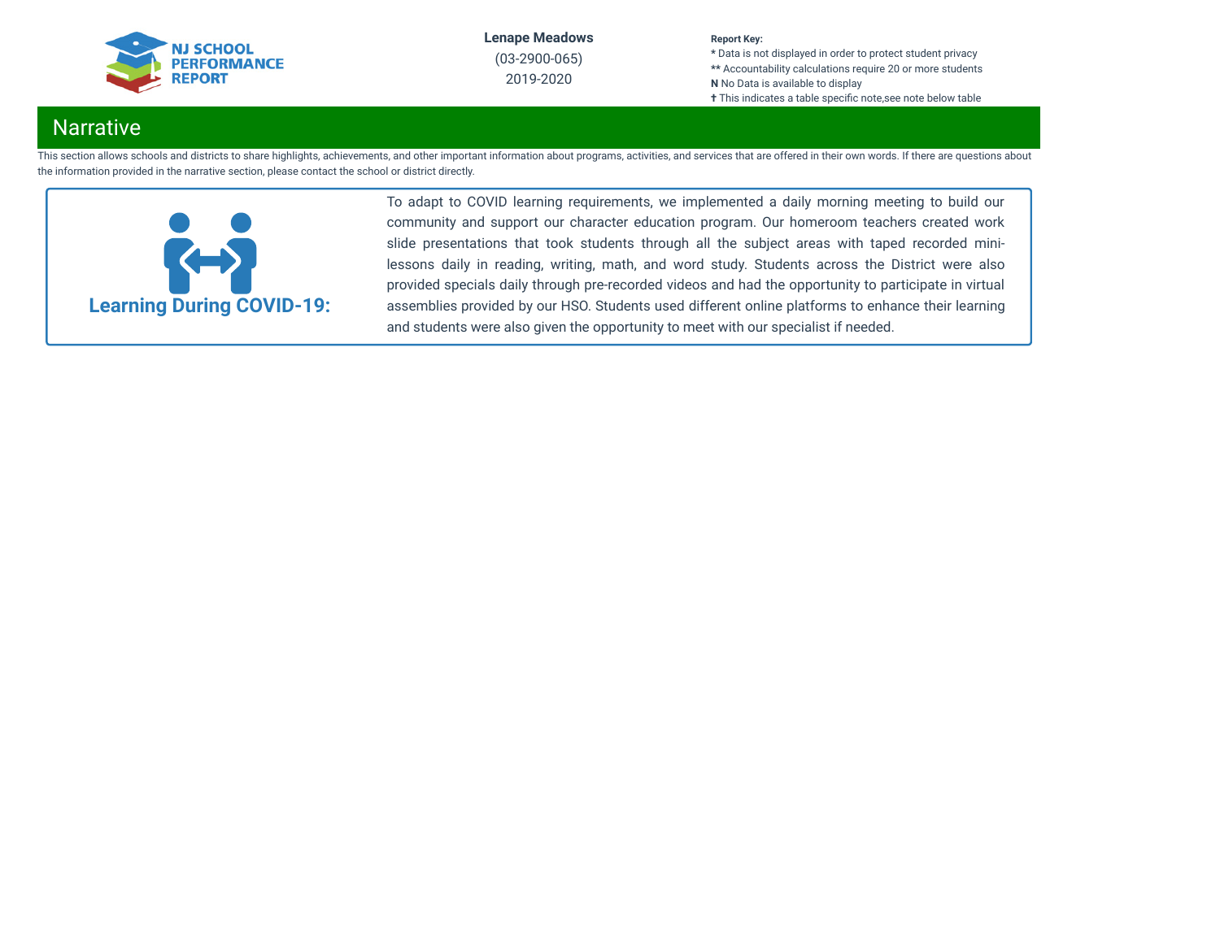Lenape Meadows
(03-2900-065)
2019-2020

**Report Key:**
**\*** Data is not displayed in order to protect student privacy
**\*\*** Accountability calculations require 20 or more students
**N** No Data is available to display
**✝** This indicates a table specific note,see note below table

## Narrative

This section allows schools and districts to share highlights, achievements, and other important information about programs, activities, and services that are offered in their own words. If there are questions about the information provided in the narrative section, please contact the school or district directly.

### Learning During COVID-19:

To adapt to COVID learning requirements, we implemented a daily morning meeting to build our community and support our character education program. Our homeroom teachers created work slide presentations that took students through all the subject areas with taped recorded mini-lessons daily in reading, writing, math, and word study. Students across the District were also provided specials daily through pre-recorded videos and had the opportunity to participate in virtual assemblies provided by our HSO. Students used different online platforms to enhance their learning and students were also given the opportunity to meet with our specialist if needed.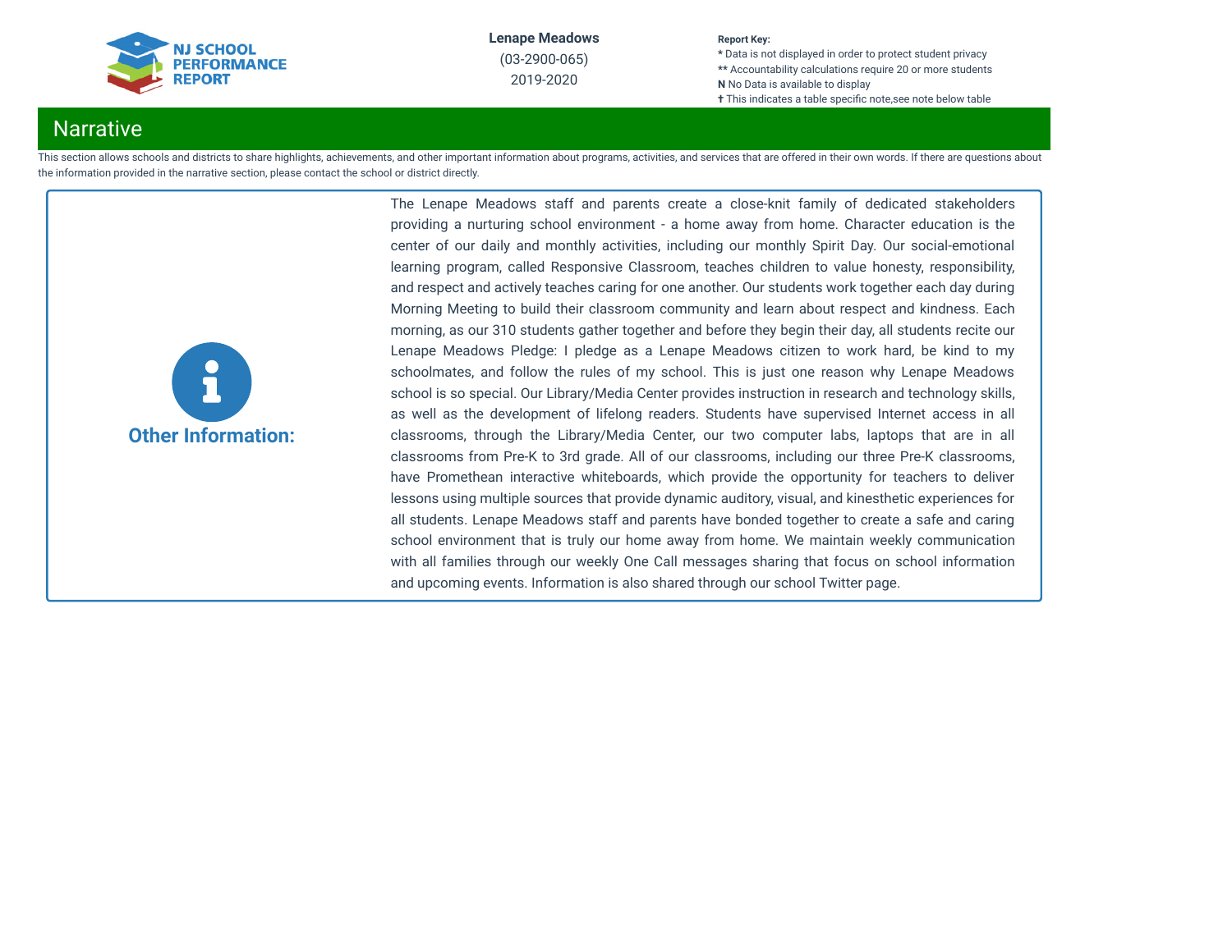# Narrative

This section allows schools and districts to share highlights, achievements, and other important information about programs, activities, and services that are offered in their own words. If there are questions about the information provided in the narrative section, please contact the school or district directly.

**Other Information:**

The Lenape Meadows staff and parents create a close-knit family of dedicated stakeholders providing a nurturing school environment - a home away from home. Character education is the center of our daily and monthly activities, including our monthly Spirit Day. Our social-emotional learning program, called Responsive Classroom, teaches children to value honesty, responsibility, and respect and actively teaches caring for one another. Our students work together each day during Morning Meeting to build their classroom community and learn about respect and kindness. Each morning, as our 310 students gather together and before they begin their day, all students recite our Lenape Meadows Pledge: I pledge as a Lenape Meadows citizen to work hard, be kind to my schoolmates, and follow the rules of my school. This is just one reason why Lenape Meadows school is so special. Our Library/Media Center provides instruction in research and technology skills, as well as the development of lifelong readers. Students have supervised Internet access in all classrooms, through the Library/Media Center, our two computer labs, laptops that are in all classrooms from Pre-K to 3rd grade. All of our classrooms, including our three Pre-K classrooms, have Promethean interactive whiteboards, which provide the opportunity for teachers to deliver lessons using multiple sources that provide dynamic auditory, visual, and kinesthetic experiences for all students. Lenape Meadows staff and parents have bonded together to create a safe and caring school environment that is truly our home away from home. We maintain weekly communication with all families through our weekly One Call messages sharing that focus on school information and upcoming events. Information is also shared through our school Twitter page.